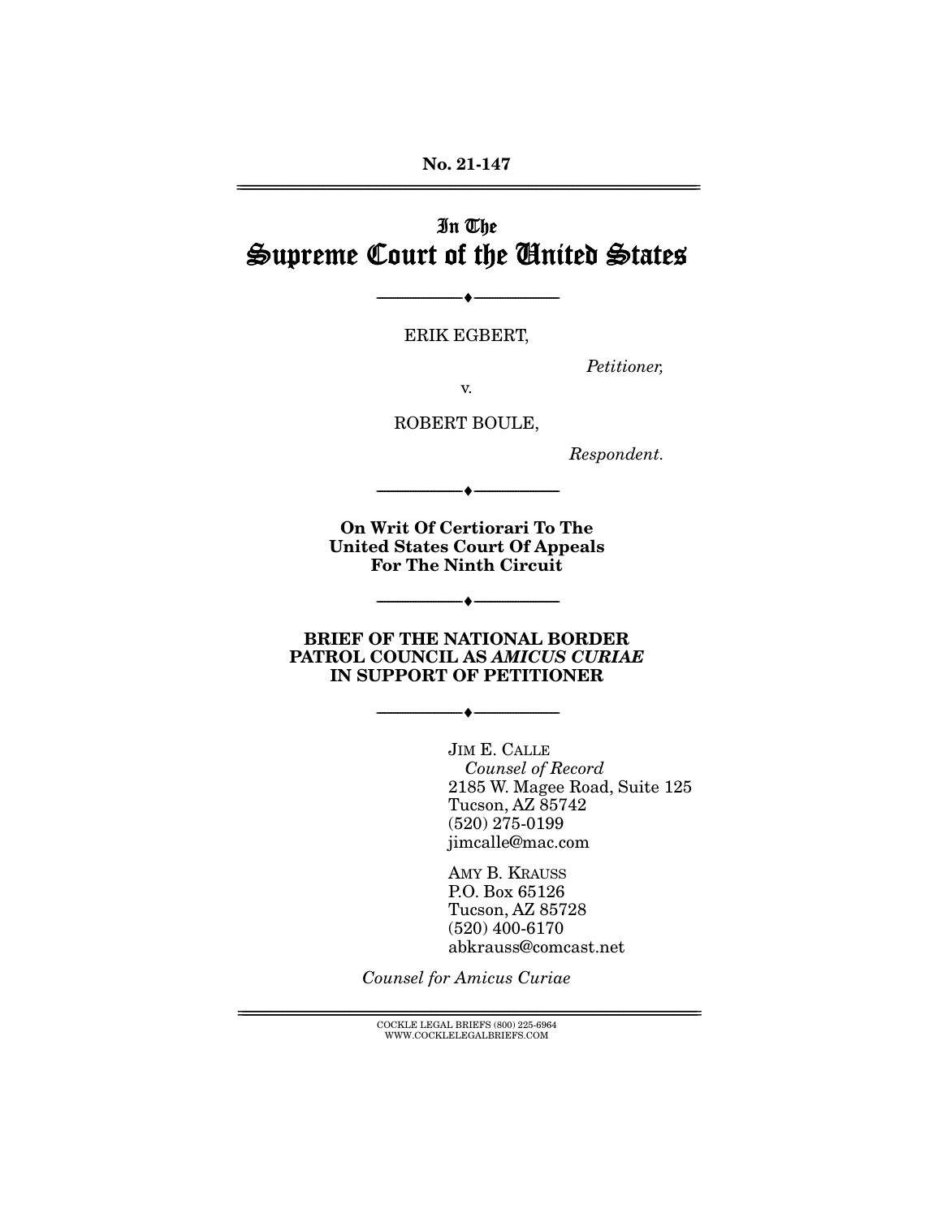No. 21-147

# In The
# Supreme Court of the United States

---

ERIK EGBERT,

*Petitioner,*

v.

ROBERT BOULE,

*Respondent.*

---

**On Writ Of Certiorari To The United States Court Of Appeals For The Ninth Circuit**

---

**BRIEF OF THE NATIONAL BORDER PATROL COUNCIL AS *AMICUS CURIAE* IN SUPPORT OF PETITIONER**

---

JIM E. CALLE
*Counsel of Record*
2185 W. Magee Road, Suite 125
Tucson, AZ 85742
(520) 275-0199
jimcalle@mac.com

AMY B. KRAUSS
P.O. Box 65126
Tucson, AZ 85728
(520) 400-6170
abkrauss@comcast.net

*Counsel for Amicus Curiae*

---

COCKLE LEGAL BRIEFS (800) 225-6964
WWW.COCKLELEGALBRIEFS.COM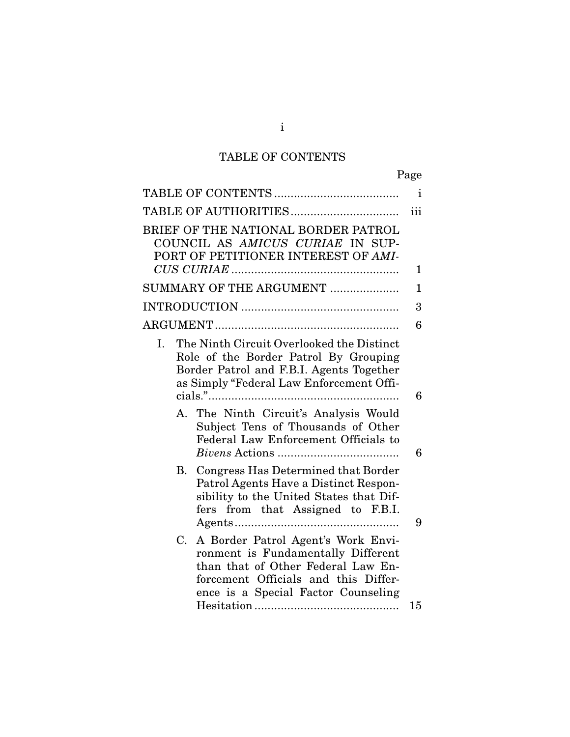# TABLE OF CONTENTS

| | Page |
|---|---|
| TABLE OF CONTENTS | i |
| TABLE OF AUTHORITIES | iii |
| BRIEF OF THE NATIONAL BORDER PATROL COUNCIL AS *AMICUS CURIAE* IN SUPPORT OF PETITIONER INTEREST OF *AMICUS CURIAE* | 1 |
| SUMMARY OF THE ARGUMENT | 1 |
| INTRODUCTION | 3 |
| ARGUMENT | 6 |
| I. The Ninth Circuit Overlooked the Distinct Role of the Border Patrol By Grouping Border Patrol and F.B.I. Agents Together as Simply "Federal Law Enforcement Officials." | 6 |
| A. The Ninth Circuit's Analysis Would Subject Tens of Thousands of Other Federal Law Enforcement Officials to *Bivens* Actions | 6 |
| B. Congress Has Determined that Border Patrol Agents Have a Distinct Responsibility to the United States that Differs from that Assigned to F.B.I. Agents | 9 |
| C. A Border Patrol Agent's Work Environment is Fundamentally Different than that of Other Federal Law Enforcement Officials and this Difference is a Special Factor Counseling Hesitation | 15 |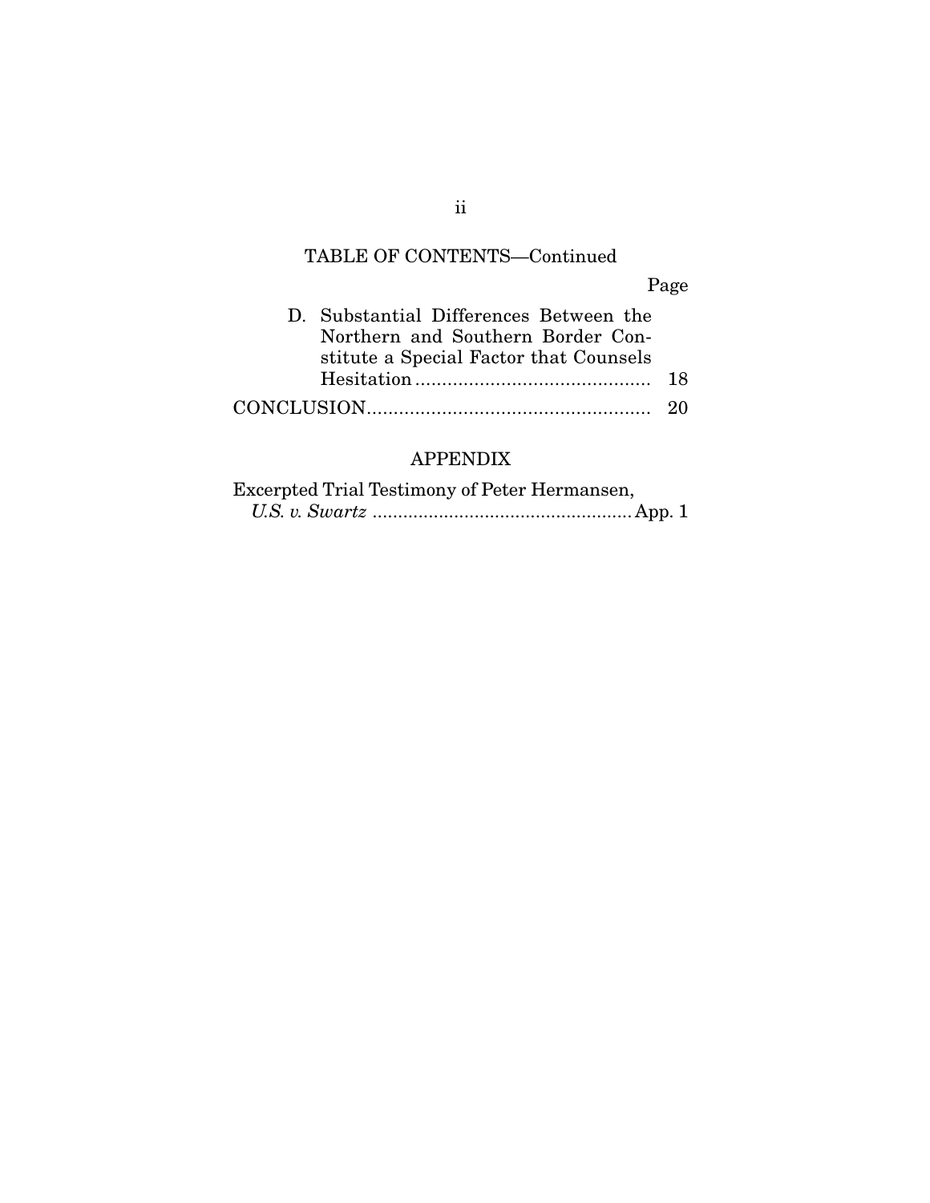## TABLE OF CONTENTS—Continued

| | Page |
|---|---|
| D. Substantial Differences Between the Northern and Southern Border Constitute a Special Factor that Counsels Hesitation | 18 |
| CONCLUSION | 20 |

## APPENDIX

| | |
|---|---|
| Excerpted Trial Testimony of Peter Hermansen, *U.S. v. Swartz* | App. 1 |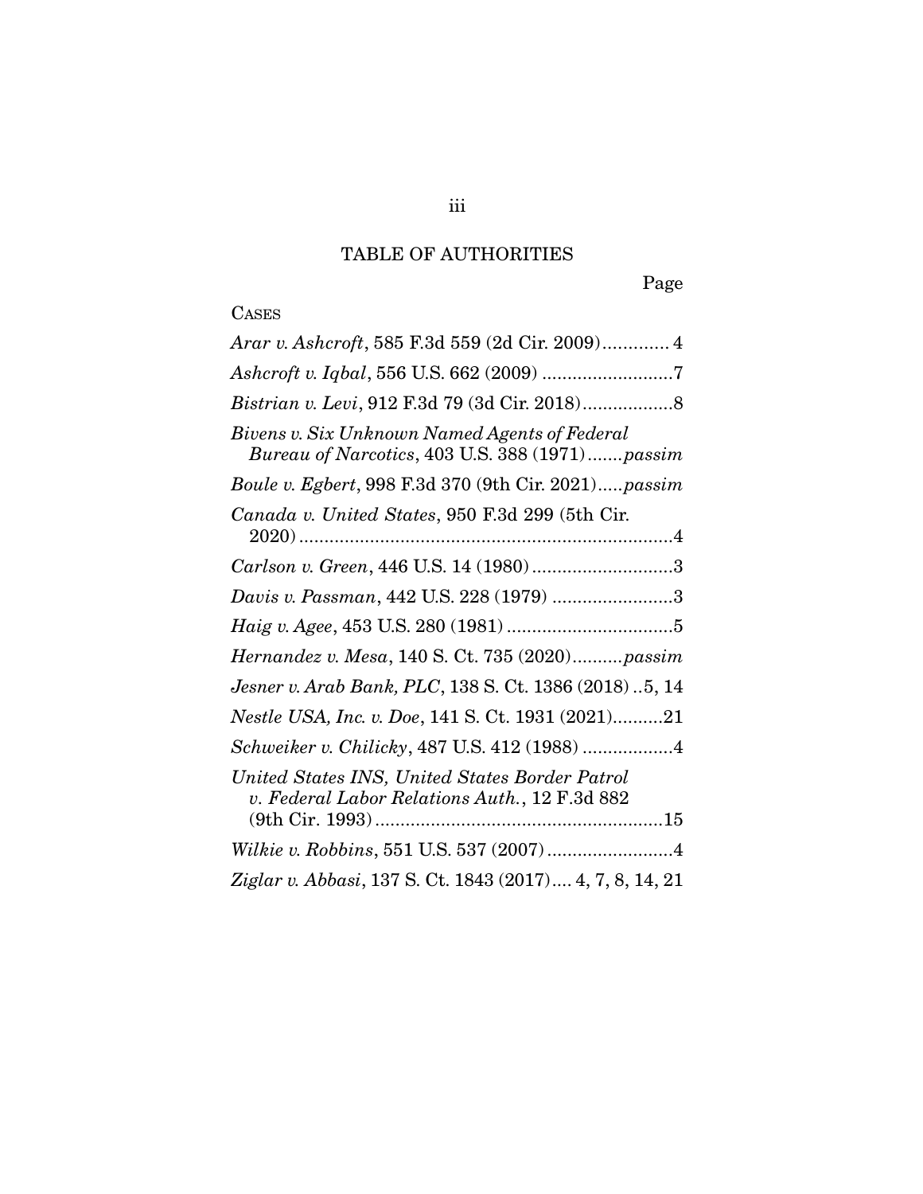# TABLE OF AUTHORITIES

Page

CASES

*Arar v. Ashcroft*, 585 F.3d 559 (2d Cir. 2009)............. 4

*Ashcroft v. Iqbal*, 556 U.S. 662 (2009) ..........................7

*Bistrian v. Levi*, 912 F.3d 79 (3d Cir. 2018)..................8

*Bivens v. Six Unknown Named Agents of Federal Bureau of Narcotics*, 403 U.S. 388 (1971).......*passim*

*Boule v. Egbert*, 998 F.3d 370 (9th Cir. 2021).....*passim*

*Canada v. United States*, 950 F.3d 299 (5th Cir. 2020)..........................................................................4

*Carlson v. Green*, 446 U.S. 14 (1980)............................3

*Davis v. Passman*, 442 U.S. 228 (1979) ........................3

*Haig v. Agee*, 453 U.S. 280 (1981) .................................5

*Hernandez v. Mesa*, 140 S. Ct. 735 (2020)..........*passim*

*Jesner v. Arab Bank, PLC*, 138 S. Ct. 1386 (2018) ..5, 14

*Nestle USA, Inc. v. Doe*, 141 S. Ct. 1931 (2021)..........21

*Schweiker v. Chilicky*, 487 U.S. 412 (1988) ..................4

*United States INS, United States Border Patrol v. Federal Labor Relations Auth.*, 12 F.3d 882 (9th Cir. 1993).........................................................15

*Wilkie v. Robbins*, 551 U.S. 537 (2007).........................4

*Ziglar v. Abbasi*, 137 S. Ct. 1843 (2017).... 4, 7, 8, 14, 21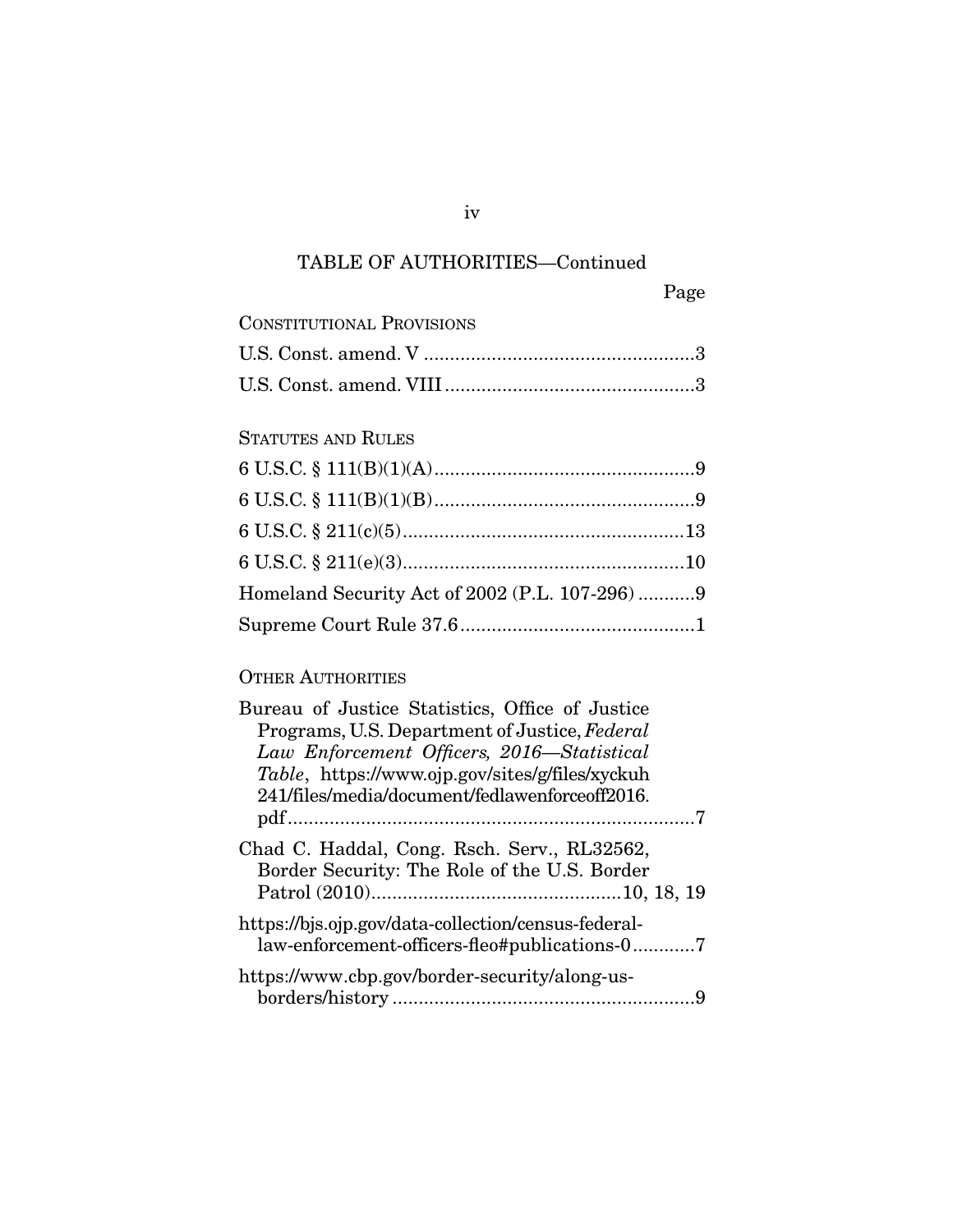TABLE OF AUTHORITIES—Continued

Page

CONSTITUTIONAL PROVISIONS

U.S. Const. amend. V ....................................................3

U.S. Const. amend. VIII ................................................3

STATUTES AND RULES

6 U.S.C. § 111(B)(1)(A)..................................................9

6 U.S.C. § 111(B)(1)(B)..................................................9

6 U.S.C. § 211(c)(5)......................................................13

6 U.S.C. § 211(e)(3)......................................................10

Homeland Security Act of 2002 (P.L. 107-296) ...........9

Supreme Court Rule 37.6.............................................1

OTHER AUTHORITIES

Bureau of Justice Statistics, Office of Justice Programs, U.S. Department of Justice, *Federal Law Enforcement Officers, 2016—Statistical Table*, https://www.ojp.gov/sites/g/files/xyckuh241/files/media/document/fedlawenforceoff2016.pdf.............................................................................7

Chad C. Haddal, Cong. Rsch. Serv., RL32562, Border Security: The Role of the U.S. Border Patrol (2010)...............................................10, 18, 19

https://bjs.ojp.gov/data-collection/census-federal-law-enforcement-officers-fleo#publications-0............7

https://www.cbp.gov/border-security/along-us-borders/history ..........................................................9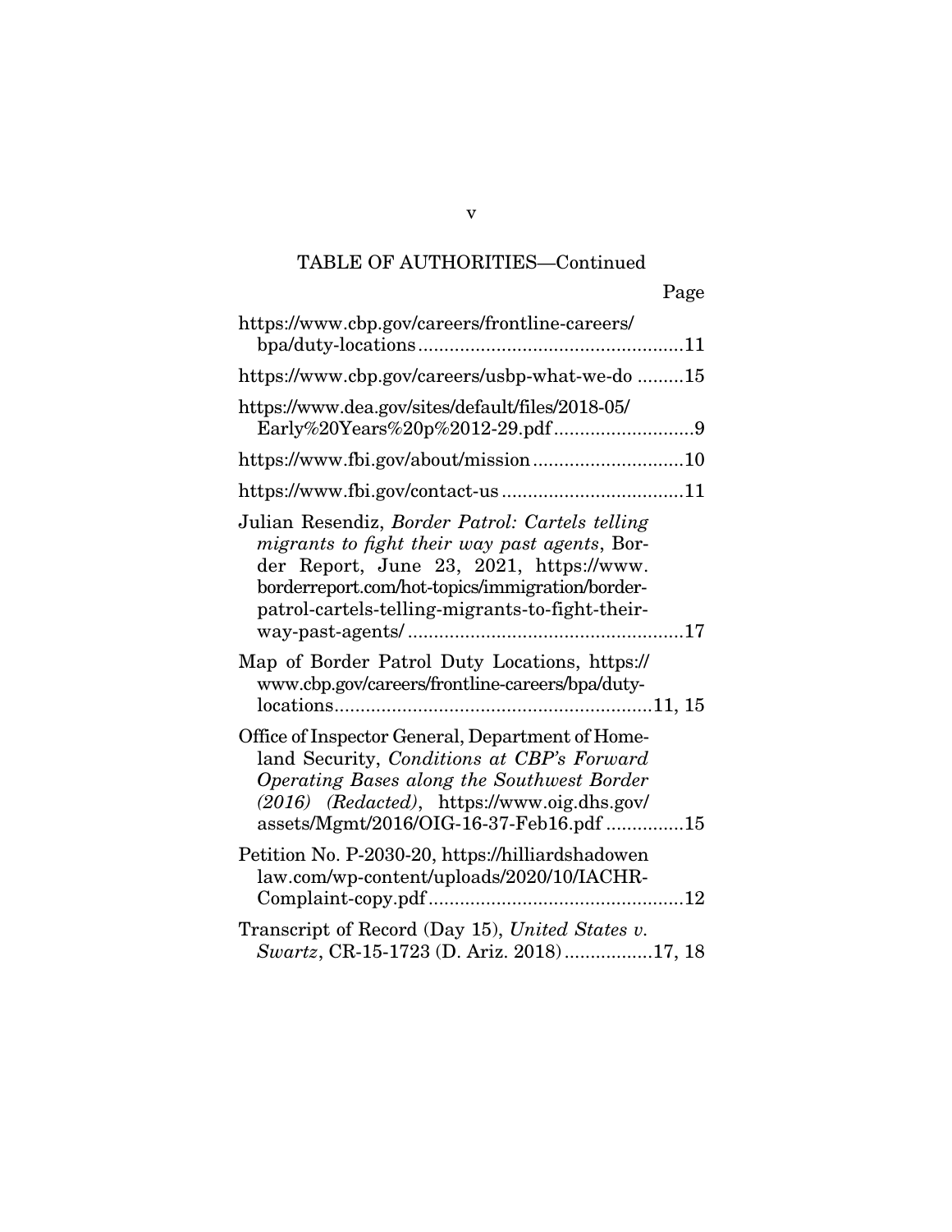TABLE OF AUTHORITIES—Continued

Page

https://www.cbp.gov/careers/frontline-careers/bpa/duty-locations....................................................11

https://www.cbp.gov/careers/usbp-what-we-do .........15

https://www.dea.gov/sites/default/files/2018-05/Early%20Years%20p%2012-29.pdf...........................9

https://www.fbi.gov/about/mission.............................10

https://www.fbi.gov/contact-us...................................11

Julian Resendiz, *Border Patrol: Cartels telling migrants to fight their way past agents*, Border Report, June 23, 2021, https://www.borderreport.com/hot-topics/immigration/border-patrol-cartels-telling-migrants-to-fight-their-way-past-agents/.....................................................17

Map of Border Patrol Duty Locations, https://www.cbp.gov/careers/frontline-careers/bpa/duty-locations.............................................................11, 15

Office of Inspector General, Department of Homeland Security, *Conditions at CBP's Forward Operating Bases along the Southwest Border (2016) (Redacted)*, https://www.oig.dhs.gov/assets/Mgmt/2016/OIG-16-37-Feb16.pdf ...............15

Petition No. P-2030-20, https://hilliardshadowenlaw.com/wp-content/uploads/2020/10/IACHR-Complaint-copy.pdf.................................................12

Transcript of Record (Day 15), *United States v. Swartz*, CR-15-1723 (D. Ariz. 2018).................17, 18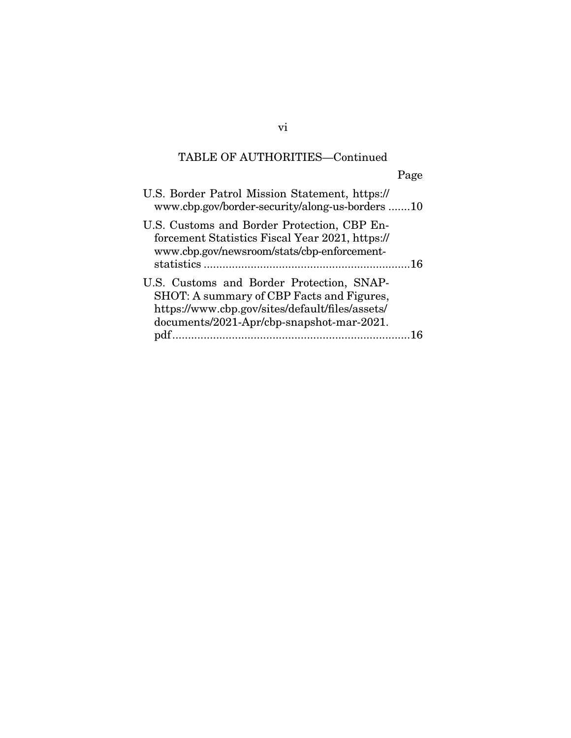TABLE OF AUTHORITIES—Continued

Page

U.S. Border Patrol Mission Statement, https://www.cbp.gov/border-security/along-us-borders .......10

U.S. Customs and Border Protection, CBP Enforcement Statistics Fiscal Year 2021, https://www.cbp.gov/newsroom/stats/cbp-enforcement-statistics ..................................................................16

U.S. Customs and Border Protection, SNAPSHOT: A summary of CBP Facts and Figures, https://www.cbp.gov/sites/default/files/assets/documents/2021-Apr/cbp-snapshot-mar-2021.pdf............................................................................16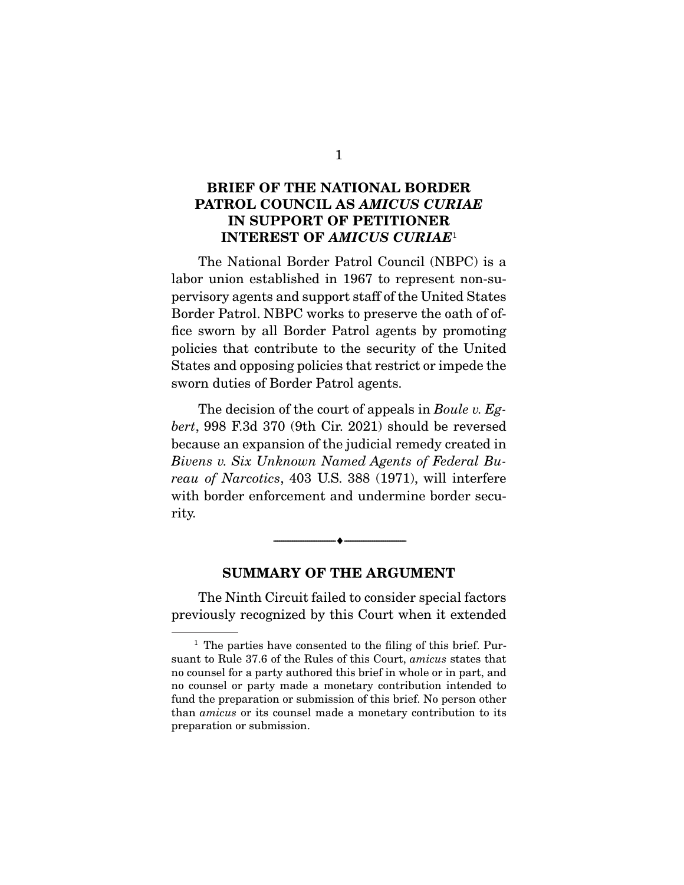## BRIEF OF THE NATIONAL BORDER PATROL COUNCIL AS *AMICUS CURIAE* IN SUPPORT OF PETITIONER

## INTEREST OF *AMICUS CURIAE*[1]

The National Border Patrol Council (NBPC) is a labor union established in 1967 to represent non-supervisory agents and support staff of the United States Border Patrol. NBPC works to preserve the oath of office sworn by all Border Patrol agents by promoting policies that contribute to the security of the United States and opposing policies that restrict or impede the sworn duties of Border Patrol agents.

The decision of the court of appeals in *Boule v. Egbert*, 998 F.3d 370 (9th Cir. 2021) should be reversed because an expansion of the judicial remedy created in *Bivens v. Six Unknown Named Agents of Federal Bureau of Narcotics*, 403 U.S. 388 (1971), will interfere with border enforcement and undermine border security.

---

## SUMMARY OF THE ARGUMENT

The Ninth Circuit failed to consider special factors previously recognized by this Court when it extended

---

[1] The parties have consented to the filing of this brief. Pursuant to Rule 37.6 of the Rules of this Court, *amicus* states that no counsel for a party authored this brief in whole or in part, and no counsel or party made a monetary contribution intended to fund the preparation or submission of this brief. No person other than *amicus* or its counsel made a monetary contribution to its preparation or submission.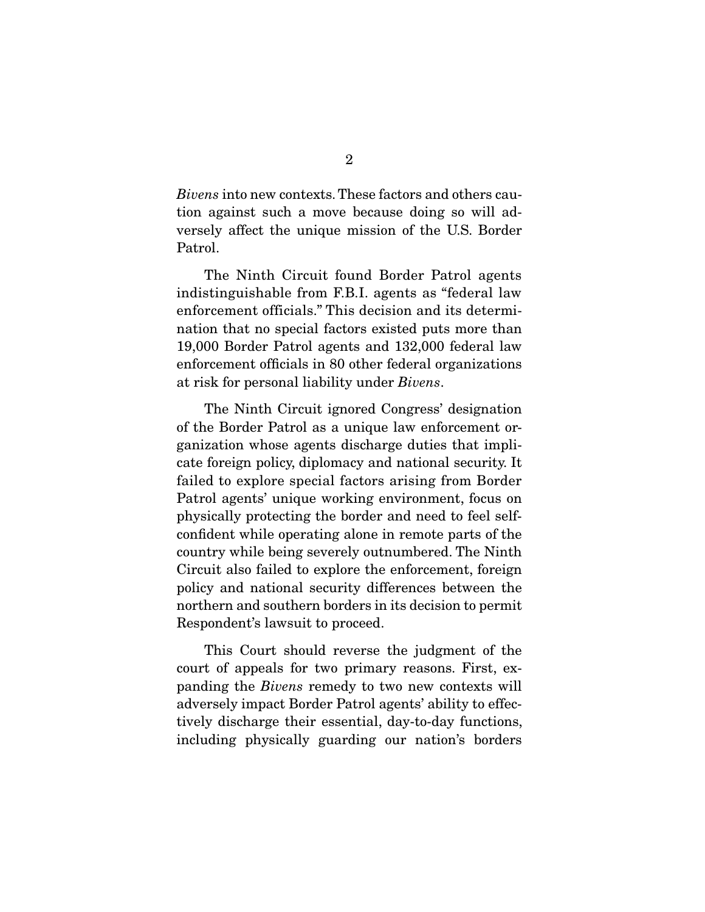*Bivens* into new contexts. These factors and others caution against such a move because doing so will adversely affect the unique mission of the U.S. Border Patrol.

The Ninth Circuit found Border Patrol agents indistinguishable from F.B.I. agents as "federal law enforcement officials." This decision and its determination that no special factors existed puts more than 19,000 Border Patrol agents and 132,000 federal law enforcement officials in 80 other federal organizations at risk for personal liability under *Bivens*.

The Ninth Circuit ignored Congress' designation of the Border Patrol as a unique law enforcement organization whose agents discharge duties that implicate foreign policy, diplomacy and national security. It failed to explore special factors arising from Border Patrol agents' unique working environment, focus on physically protecting the border and need to feel self-confident while operating alone in remote parts of the country while being severely outnumbered. The Ninth Circuit also failed to explore the enforcement, foreign policy and national security differences between the northern and southern borders in its decision to permit Respondent's lawsuit to proceed.

This Court should reverse the judgment of the court of appeals for two primary reasons. First, expanding the *Bivens* remedy to two new contexts will adversely impact Border Patrol agents' ability to effectively discharge their essential, day-to-day functions, including physically guarding our nation's borders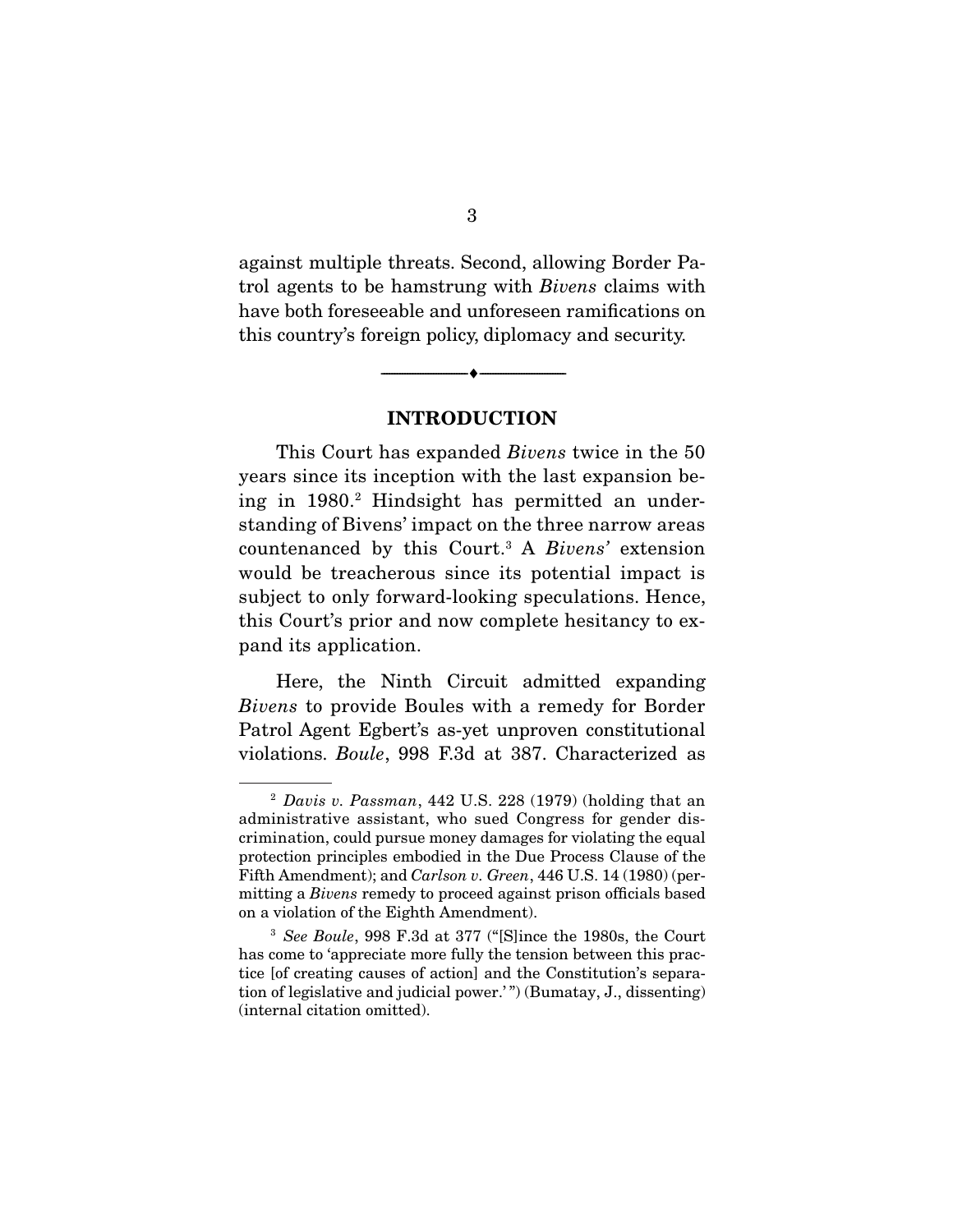against multiple threats. Second, allowing Border Patrol agents to be hamstrung with *Bivens* claims with have both foreseeable and unforeseen ramifications on this country's foreign policy, diplomacy and security.

---

## INTRODUCTION

This Court has expanded *Bivens* twice in the 50 years since its inception with the last expansion being in 1980.[2] Hindsight has permitted an understanding of Bivens' impact on the three narrow areas countenanced by this Court.[3] A *Bivens'* extension would be treacherous since its potential impact is subject to only forward-looking speculations. Hence, this Court's prior and now complete hesitancy to expand its application.

Here, the Ninth Circuit admitted expanding *Bivens* to provide Boules with a remedy for Border Patrol Agent Egbert's as-yet unproven constitutional violations. *Boule*, 998 F.3d at 387. Characterized as

---

[2] *Davis v. Passman*, 442 U.S. 228 (1979) (holding that an administrative assistant, who sued Congress for gender discrimination, could pursue money damages for violating the equal protection principles embodied in the Due Process Clause of the Fifth Amendment); and *Carlson v. Green*, 446 U.S. 14 (1980) (permitting a *Bivens* remedy to proceed against prison officials based on a violation of the Eighth Amendment).

[3] *See Boule*, 998 F.3d at 377 ("[S]ince the 1980s, the Court has come to 'appreciate more fully the tension between this practice [of creating causes of action] and the Constitution's separation of legislative and judicial power.'") (Bumatay, J., dissenting) (internal citation omitted).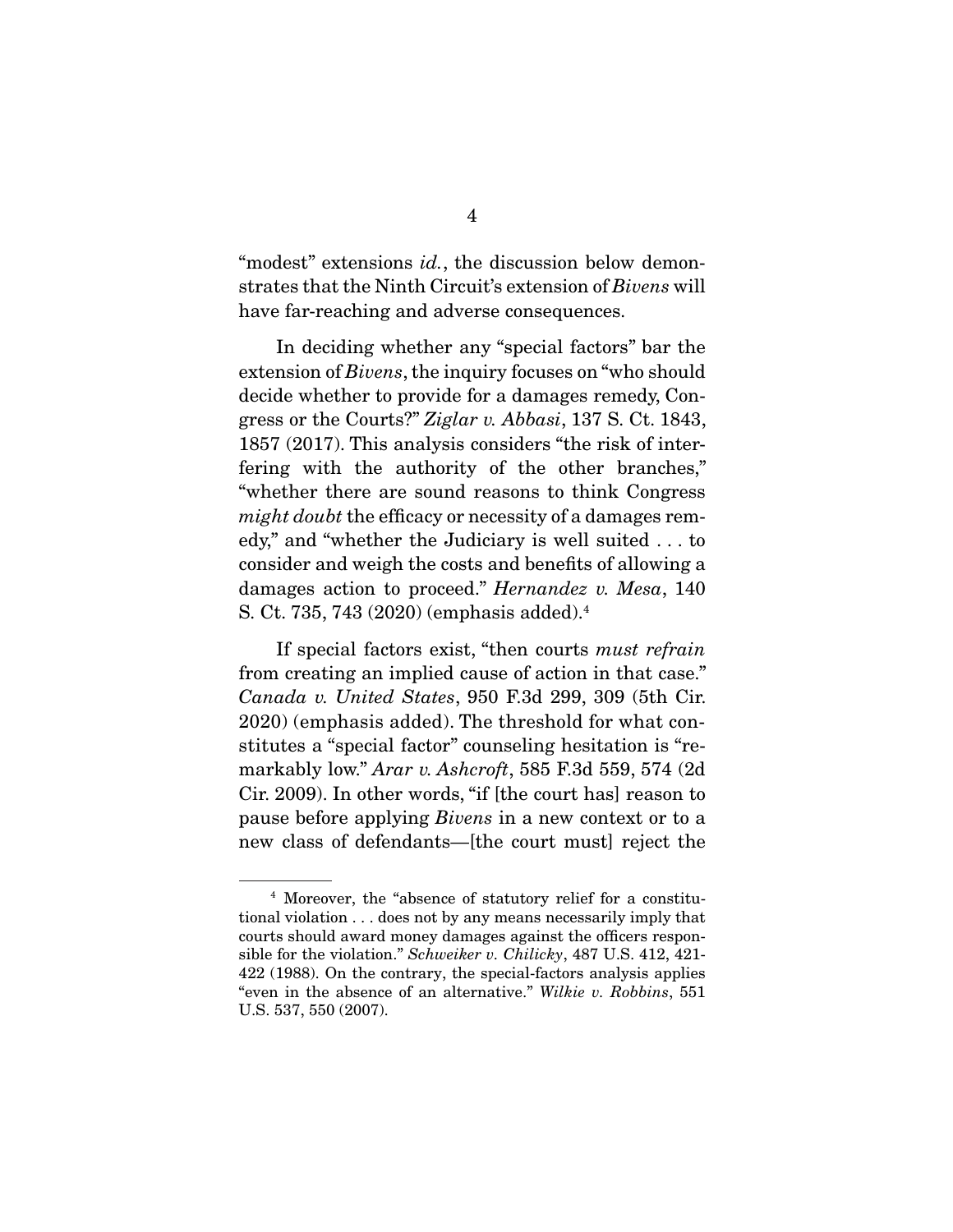"modest" extensions *id.*, the discussion below demonstrates that the Ninth Circuit's extension of *Bivens* will have far-reaching and adverse consequences.

In deciding whether any "special factors" bar the extension of *Bivens*, the inquiry focuses on "who should decide whether to provide for a damages remedy, Congress or the Courts?" *Ziglar v. Abbasi*, 137 S. Ct. 1843, 1857 (2017). This analysis considers "the risk of interfering with the authority of the other branches," "whether there are sound reasons to think Congress *might doubt* the efficacy or necessity of a damages remedy," and "whether the Judiciary is well suited . . . to consider and weigh the costs and benefits of allowing a damages action to proceed." *Hernandez v. Mesa*, 140 S. Ct. 735, 743 (2020) (emphasis added).[4]

If special factors exist, "then courts *must refrain* from creating an implied cause of action in that case." *Canada v. United States*, 950 F.3d 299, 309 (5th Cir. 2020) (emphasis added). The threshold for what constitutes a "special factor" counseling hesitation is "remarkably low." *Arar v. Ashcroft*, 585 F.3d 559, 574 (2d Cir. 2009). In other words, "if [the court has] reason to pause before applying *Bivens* in a new context or to a new class of defendants—[the court must] reject the

---

[4] Moreover, the "absence of statutory relief for a constitutional violation . . . does not by any means necessarily imply that courts should award money damages against the officers responsible for the violation." *Schweiker v. Chilicky*, 487 U.S. 412, 421-422 (1988). On the contrary, the special-factors analysis applies "even in the absence of an alternative." *Wilkie v. Robbins*, 551 U.S. 537, 550 (2007).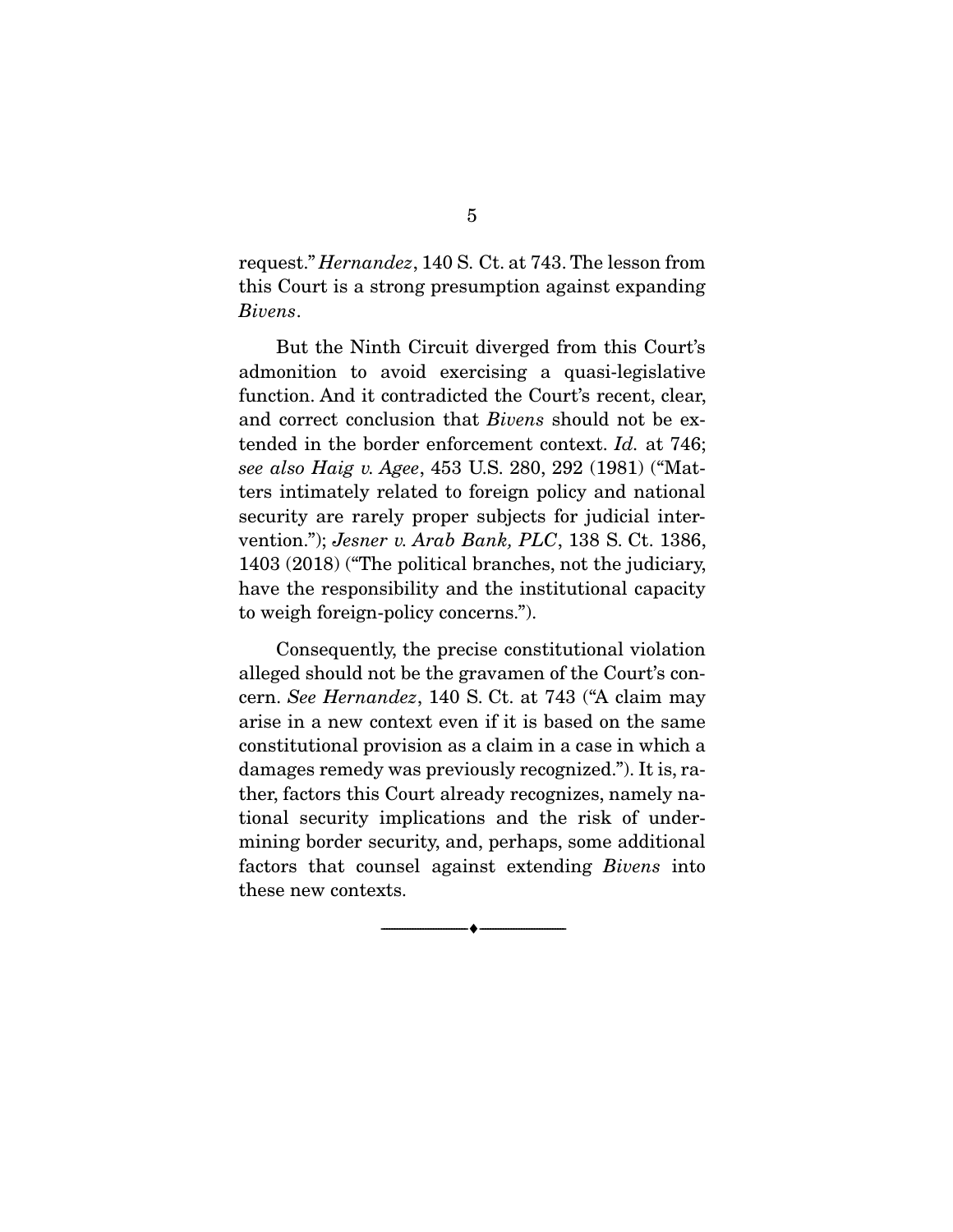request." *Hernandez*, 140 S. Ct. at 743. The lesson from this Court is a strong presumption against expanding *Bivens*.

But the Ninth Circuit diverged from this Court's admonition to avoid exercising a quasi-legislative function. And it contradicted the Court's recent, clear, and correct conclusion that *Bivens* should not be extended in the border enforcement context. *Id.* at 746; *see also Haig v. Agee*, 453 U.S. 280, 292 (1981) ("Matters intimately related to foreign policy and national security are rarely proper subjects for judicial intervention."); *Jesner v. Arab Bank, PLC*, 138 S. Ct. 1386, 1403 (2018) ("The political branches, not the judiciary, have the responsibility and the institutional capacity to weigh foreign-policy concerns.").

Consequently, the precise constitutional violation alleged should not be the gravamen of the Court's concern. *See Hernandez*, 140 S. Ct. at 743 ("A claim may arise in a new context even if it is based on the same constitutional provision as a claim in a case in which a damages remedy was previously recognized."). It is, rather, factors this Court already recognizes, namely national security implications and the risk of undermining border security, and, perhaps, some additional factors that counsel against extending *Bivens* into these new contexts.

---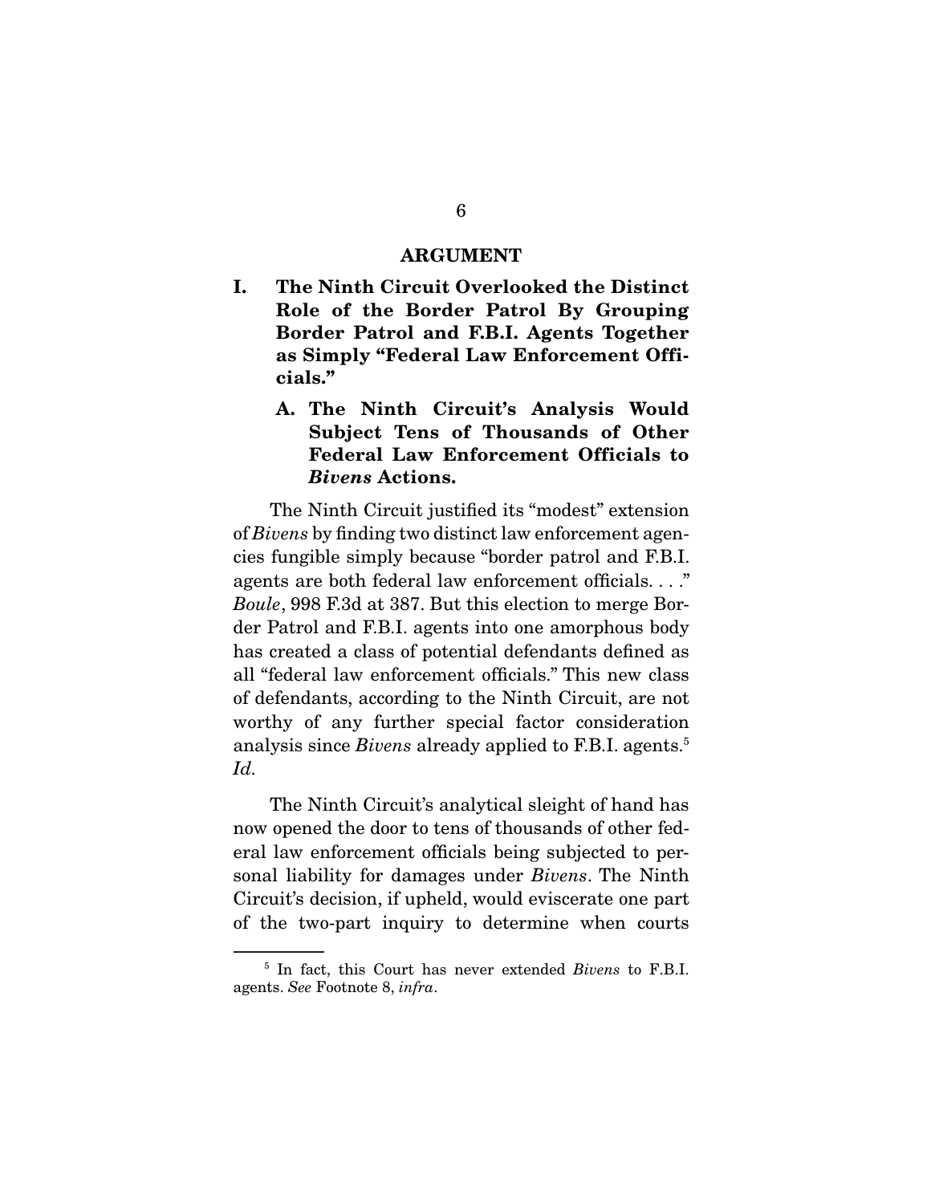# ARGUMENT

## I. The Ninth Circuit Overlooked the Distinct Role of the Border Patrol By Grouping Border Patrol and F.B.I. Agents Together as Simply "Federal Law Enforcement Officials."

### A. The Ninth Circuit's Analysis Would Subject Tens of Thousands of Other Federal Law Enforcement Officials to *Bivens* Actions.

The Ninth Circuit justified its "modest" extension of *Bivens* by finding two distinct law enforcement agencies fungible simply because "border patrol and F.B.I. agents are both federal law enforcement officials. . . ." *Boule*, 998 F.3d at 387. But this election to merge Border Patrol and F.B.I. agents into one amorphous body has created a class of potential defendants defined as all "federal law enforcement officials." This new class of defendants, according to the Ninth Circuit, are not worthy of any further special factor consideration analysis since *Bivens* already applied to F.B.I. agents.[5] *Id.*

The Ninth Circuit's analytical sleight of hand has now opened the door to tens of thousands of other federal law enforcement officials being subjected to personal liability for damages under *Bivens*. The Ninth Circuit's decision, if upheld, would eviscerate one part of the two-part inquiry to determine when courts

---

[5] In fact, this Court has never extended *Bivens* to F.B.I. agents. *See* Footnote 8, *infra*.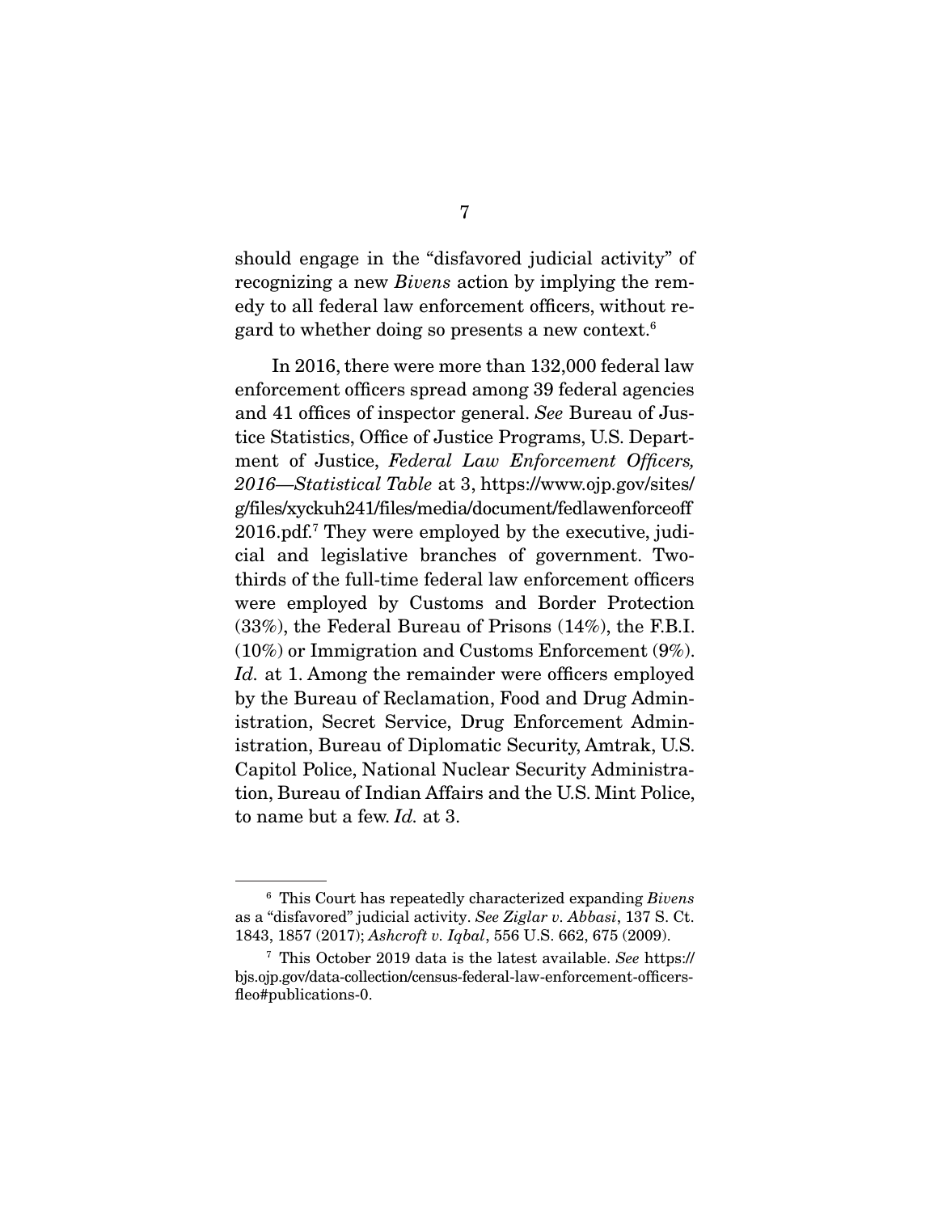should engage in the "disfavored judicial activity" of recognizing a new *Bivens* action by implying the remedy to all federal law enforcement officers, without regard to whether doing so presents a new context.[6]

In 2016, there were more than 132,000 federal law enforcement officers spread among 39 federal agencies and 41 offices of inspector general. *See* Bureau of Justice Statistics, Office of Justice Programs, U.S. Department of Justice, *Federal Law Enforcement Officers, 2016—Statistical Table* at 3, https://www.ojp.gov/sites/g/files/xyckuh241/files/media/document/fedlawenforceoff2016.pdf.[7] They were employed by the executive, judicial and legislative branches of government. Two-thirds of the full-time federal law enforcement officers were employed by Customs and Border Protection (33%), the Federal Bureau of Prisons (14%), the F.B.I. (10%) or Immigration and Customs Enforcement (9%). *Id.* at 1. Among the remainder were officers employed by the Bureau of Reclamation, Food and Drug Administration, Secret Service, Drug Enforcement Administration, Bureau of Diplomatic Security, Amtrak, U.S. Capitol Police, National Nuclear Security Administration, Bureau of Indian Affairs and the U.S. Mint Police, to name but a few. *Id.* at 3.

---

[6] This Court has repeatedly characterized expanding *Bivens* as a "disfavored" judicial activity. *See Ziglar v. Abbasi*, 137 S. Ct. 1843, 1857 (2017); *Ashcroft v. Iqbal*, 556 U.S. 662, 675 (2009).

[7] This October 2019 data is the latest available. *See* https://bjs.ojp.gov/data-collection/census-federal-law-enforcement-officers-fleo#publications-0.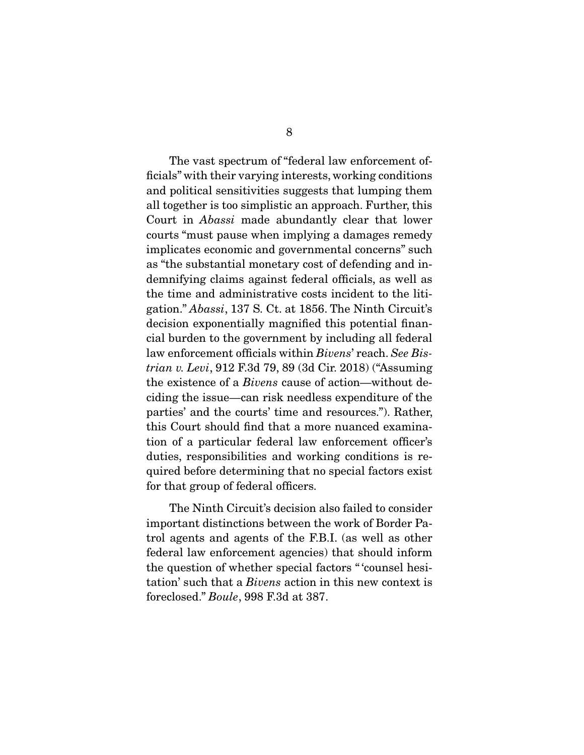The vast spectrum of "federal law enforcement officials" with their varying interests, working conditions and political sensitivities suggests that lumping them all together is too simplistic an approach. Further, this Court in *Abassi* made abundantly clear that lower courts "must pause when implying a damages remedy implicates economic and governmental concerns" such as "the substantial monetary cost of defending and indemnifying claims against federal officials, as well as the time and administrative costs incident to the litigation." *Abassi*, 137 S. Ct. at 1856. The Ninth Circuit's decision exponentially magnified this potential financial burden to the government by including all federal law enforcement officials within *Bivens*' reach. *See Bistrian v. Levi*, 912 F.3d 79, 89 (3d Cir. 2018) ("Assuming the existence of a *Bivens* cause of action—without deciding the issue—can risk needless expenditure of the parties' and the courts' time and resources."). Rather, this Court should find that a more nuanced examination of a particular federal law enforcement officer's duties, responsibilities and working conditions is required before determining that no special factors exist for that group of federal officers.

The Ninth Circuit's decision also failed to consider important distinctions between the work of Border Patrol agents and agents of the F.B.I. (as well as other federal law enforcement agencies) that should inform the question of whether special factors "'counsel hesitation' such that a *Bivens* action in this new context is foreclosed." *Boule*, 998 F.3d at 387.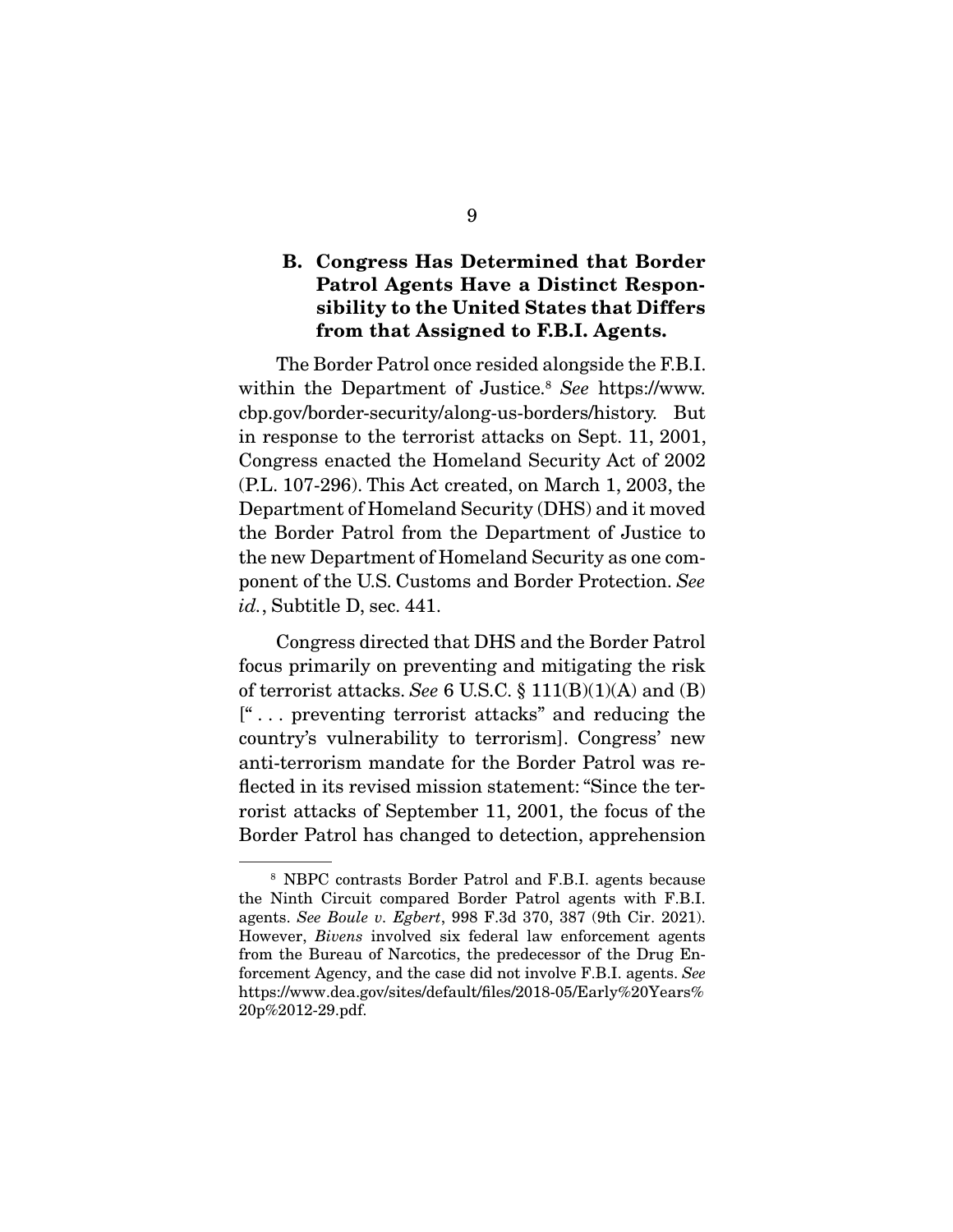### B. Congress Has Determined that Border Patrol Agents Have a Distinct Responsibility to the United States that Differs from that Assigned to F.B.I. Agents.

The Border Patrol once resided alongside the F.B.I. within the Department of Justice.[8] *See* https://www.cbp.gov/border-security/along-us-borders/history. But in response to the terrorist attacks on Sept. 11, 2001, Congress enacted the Homeland Security Act of 2002 (P.L. 107-296). This Act created, on March 1, 2003, the Department of Homeland Security (DHS) and it moved the Border Patrol from the Department of Justice to the new Department of Homeland Security as one component of the U.S. Customs and Border Protection. *See id.*, Subtitle D, sec. 441.

Congress directed that DHS and the Border Patrol focus primarily on preventing and mitigating the risk of terrorist attacks. *See* 6 U.S.C. § 111(B)(1)(A) and (B) [" . . . preventing terrorist attacks" and reducing the country's vulnerability to terrorism]. Congress' new anti-terrorism mandate for the Border Patrol was reflected in its revised mission statement: "Since the terrorist attacks of September 11, 2001, the focus of the Border Patrol has changed to detection, apprehension

---

[8] NBPC contrasts Border Patrol and F.B.I. agents because the Ninth Circuit compared Border Patrol agents with F.B.I. agents. *See Boule v. Egbert*, 998 F.3d 370, 387 (9th Cir. 2021). However, *Bivens* involved six federal law enforcement agents from the Bureau of Narcotics, the predecessor of the Drug Enforcement Agency, and the case did not involve F.B.I. agents. *See* https://www.dea.gov/sites/default/files/2018-05/Early%20Years%20p%2012-29.pdf.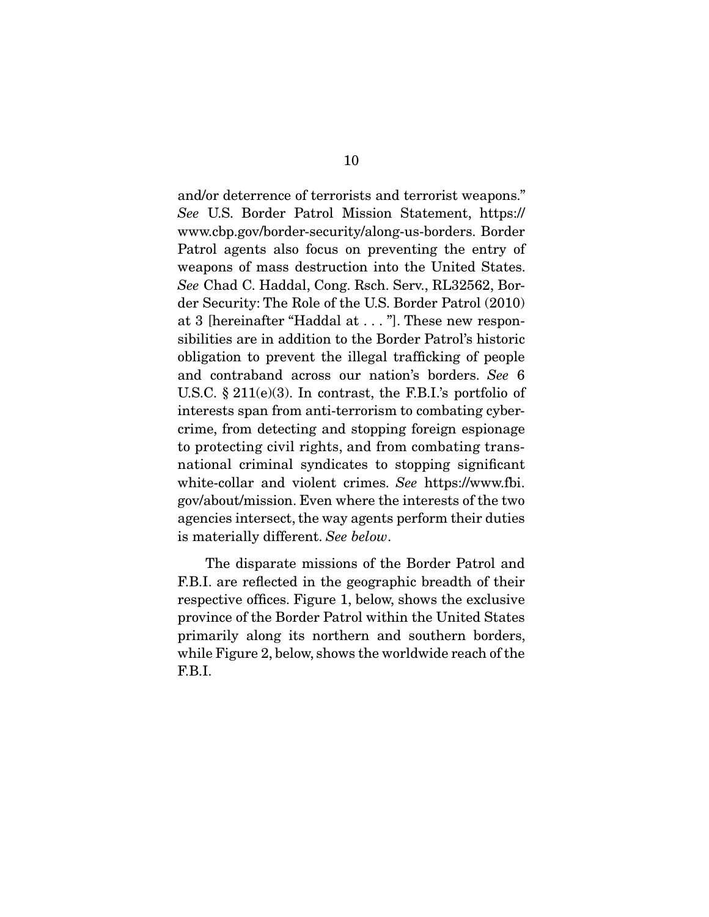and/or deterrence of terrorists and terrorist weapons." *See* U.S. Border Patrol Mission Statement, https://www.cbp.gov/border-security/along-us-borders. Border Patrol agents also focus on preventing the entry of weapons of mass destruction into the United States. *See* Chad C. Haddal, Cong. Rsch. Serv., RL32562, Border Security: The Role of the U.S. Border Patrol (2010) at 3 [hereinafter "Haddal at . . . "]. These new responsibilities are in addition to the Border Patrol's historic obligation to prevent the illegal trafficking of people and contraband across our nation's borders. *See* 6 U.S.C. § 211(e)(3). In contrast, the F.B.I.'s portfolio of interests span from anti-terrorism to combating cybercrime, from detecting and stopping foreign espionage to protecting civil rights, and from combating transnational criminal syndicates to stopping significant white-collar and violent crimes. *See* https://www.fbi.gov/about/mission. Even where the interests of the two agencies intersect, the way agents perform their duties is materially different. *See below*.

The disparate missions of the Border Patrol and F.B.I. are reflected in the geographic breadth of their respective offices. Figure 1, below, shows the exclusive province of the Border Patrol within the United States primarily along its northern and southern borders, while Figure 2, below, shows the worldwide reach of the F.B.I.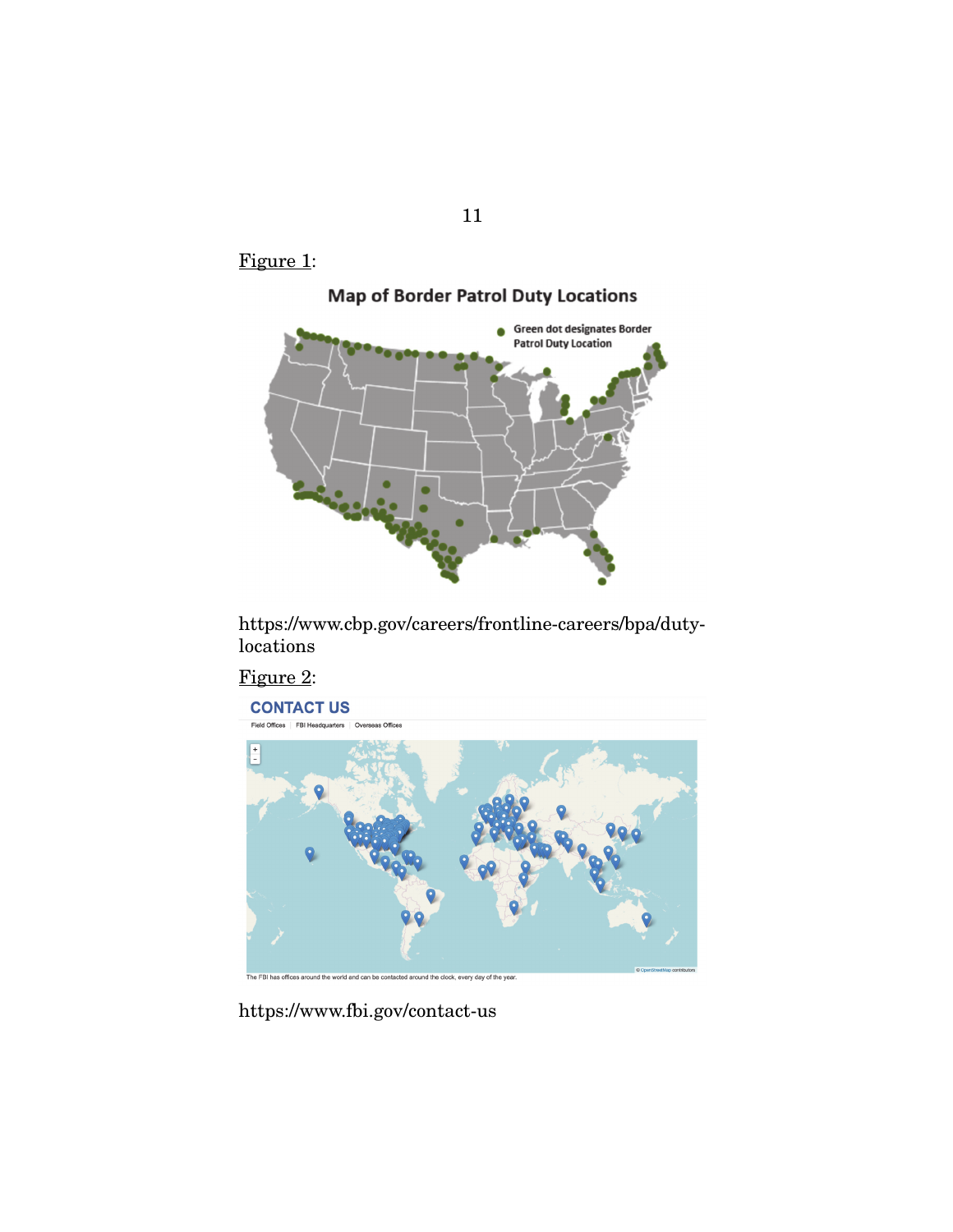Figure 1:

**Map of Border Patrol Duty Locations**

Green dot designates Border Patrol Duty Location

https://www.cbp.gov/careers/frontline-careers/bpa/duty-locations

Figure 2:

**CONTACT US**

Field Offices | FBI Headquarters | Overseas Offices

The FBI has offices around the world and can be contacted around the clock, every day of the year.

https://www.fbi.gov/contact-us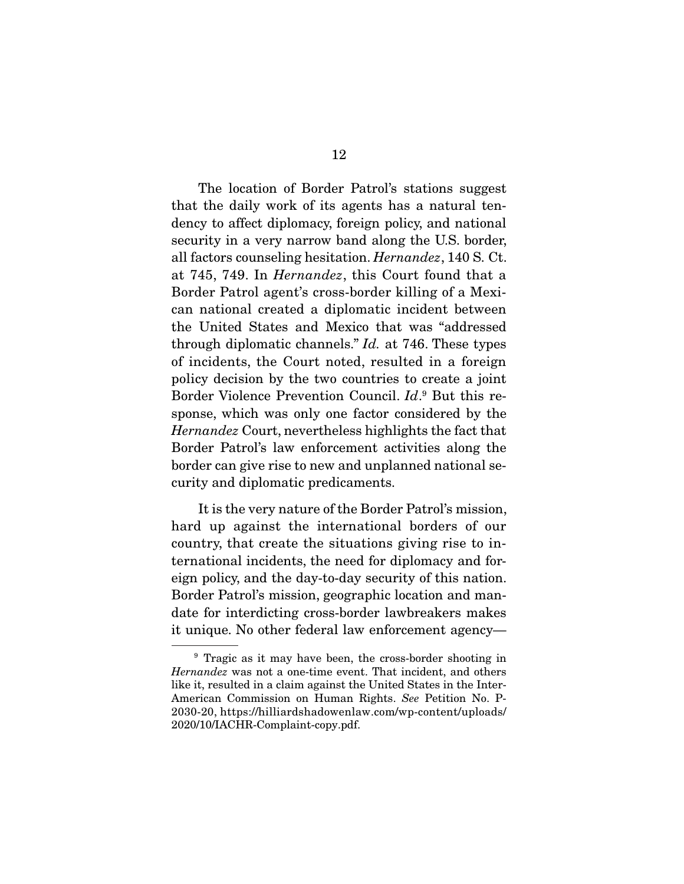The location of Border Patrol's stations suggest that the daily work of its agents has a natural tendency to affect diplomacy, foreign policy, and national security in a very narrow band along the U.S. border, all factors counseling hesitation. *Hernandez*, 140 S. Ct. at 745, 749. In *Hernandez*, this Court found that a Border Patrol agent's cross-border killing of a Mexican national created a diplomatic incident between the United States and Mexico that was "addressed through diplomatic channels." *Id.* at 746. These types of incidents, the Court noted, resulted in a foreign policy decision by the two countries to create a joint Border Violence Prevention Council. *Id*.[9] But this response, which was only one factor considered by the *Hernandez* Court, nevertheless highlights the fact that Border Patrol's law enforcement activities along the border can give rise to new and unplanned national security and diplomatic predicaments.

It is the very nature of the Border Patrol's mission, hard up against the international borders of our country, that create the situations giving rise to international incidents, the need for diplomacy and foreign policy, and the day-to-day security of this nation. Border Patrol's mission, geographic location and mandate for interdicting cross-border lawbreakers makes it unique. No other federal law enforcement agency—

[9] Tragic as it may have been, the cross-border shooting in *Hernandez* was not a one-time event. That incident, and others like it, resulted in a claim against the United States in the Inter-American Commission on Human Rights. *See* Petition No. P-2030-20, https://hilliardshadowenlaw.com/wp-content/uploads/2020/10/IACHR-Complaint-copy.pdf.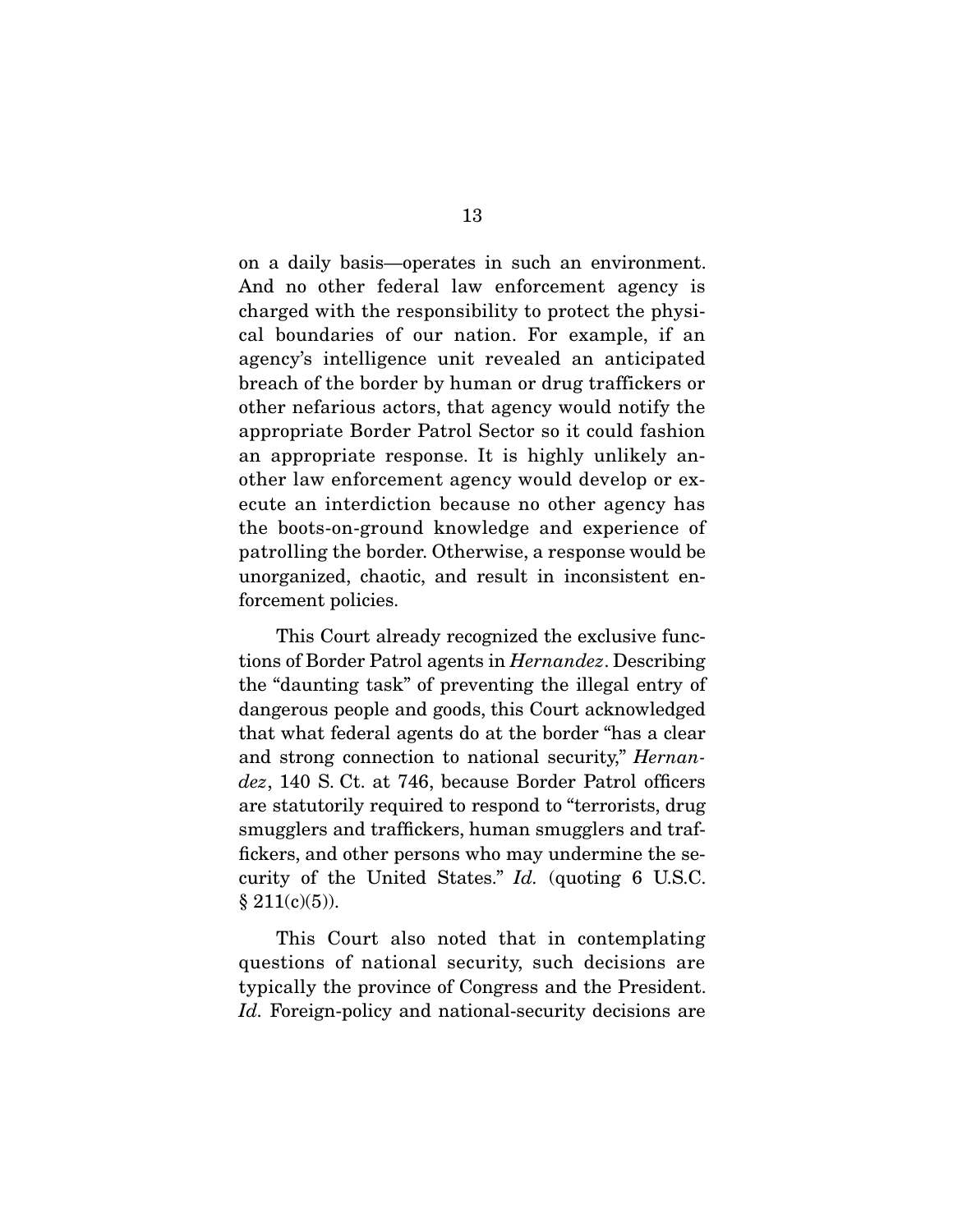on a daily basis—operates in such an environment. And no other federal law enforcement agency is charged with the responsibility to protect the physical boundaries of our nation. For example, if an agency's intelligence unit revealed an anticipated breach of the border by human or drug traffickers or other nefarious actors, that agency would notify the appropriate Border Patrol Sector so it could fashion an appropriate response. It is highly unlikely another law enforcement agency would develop or execute an interdiction because no other agency has the boots-on-ground knowledge and experience of patrolling the border. Otherwise, a response would be unorganized, chaotic, and result in inconsistent enforcement policies.

This Court already recognized the exclusive functions of Border Patrol agents in *Hernandez*. Describing the "daunting task" of preventing the illegal entry of dangerous people and goods, this Court acknowledged that what federal agents do at the border "has a clear and strong connection to national security," *Hernandez*, 140 S. Ct. at 746, because Border Patrol officers are statutorily required to respond to "terrorists, drug smugglers and traffickers, human smugglers and traffickers, and other persons who may undermine the security of the United States." *Id.* (quoting 6 U.S.C. § 211(c)(5)).

This Court also noted that in contemplating questions of national security, such decisions are typically the province of Congress and the President. *Id.* Foreign-policy and national-security decisions are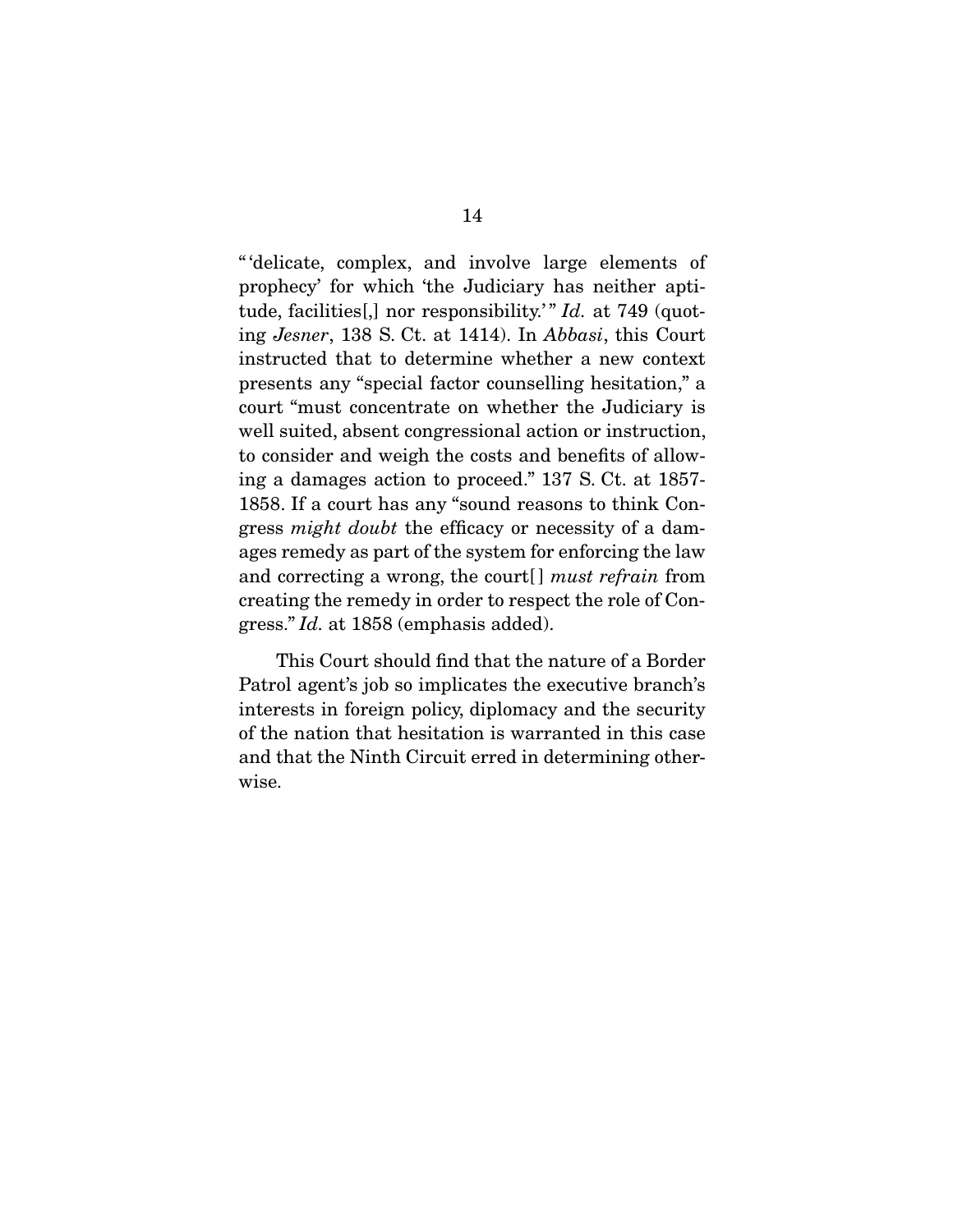"'delicate, complex, and involve large elements of prophecy' for which 'the Judiciary has neither aptitude, facilities[,] nor responsibility.'" *Id.* at 749 (quoting *Jesner*, 138 S. Ct. at 1414). In *Abbasi*, this Court instructed that to determine whether a new context presents any "special factor counselling hesitation," a court "must concentrate on whether the Judiciary is well suited, absent congressional action or instruction, to consider and weigh the costs and benefits of allowing a damages action to proceed." 137 S. Ct. at 1857-1858. If a court has any "sound reasons to think Congress *might doubt* the efficacy or necessity of a damages remedy as part of the system for enforcing the law and correcting a wrong, the court[ ] *must refrain* from creating the remedy in order to respect the role of Congress." *Id.* at 1858 (emphasis added).

This Court should find that the nature of a Border Patrol agent's job so implicates the executive branch's interests in foreign policy, diplomacy and the security of the nation that hesitation is warranted in this case and that the Ninth Circuit erred in determining otherwise.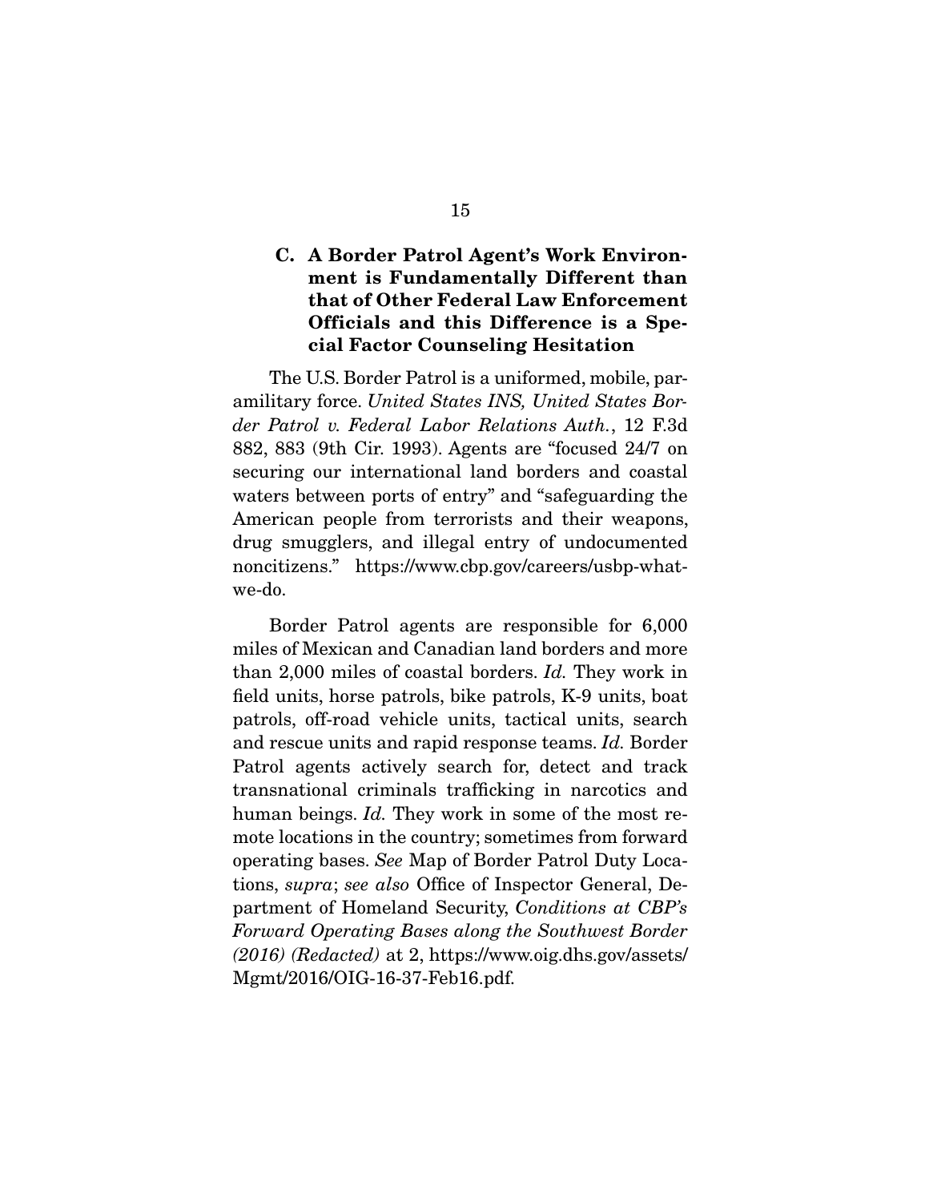### C. A Border Patrol Agent's Work Environment is Fundamentally Different than that of Other Federal Law Enforcement Officials and this Difference is a Special Factor Counseling Hesitation

The U.S. Border Patrol is a uniformed, mobile, paramilitary force. *United States INS, United States Border Patrol v. Federal Labor Relations Auth.*, 12 F.3d 882, 883 (9th Cir. 1993). Agents are "focused 24/7 on securing our international land borders and coastal waters between ports of entry" and "safeguarding the American people from terrorists and their weapons, drug smugglers, and illegal entry of undocumented noncitizens." https://www.cbp.gov/careers/usbp-what-we-do.

Border Patrol agents are responsible for 6,000 miles of Mexican and Canadian land borders and more than 2,000 miles of coastal borders. *Id.* They work in field units, horse patrols, bike patrols, K-9 units, boat patrols, off-road vehicle units, tactical units, search and rescue units and rapid response teams. *Id.* Border Patrol agents actively search for, detect and track transnational criminals trafficking in narcotics and human beings. *Id.* They work in some of the most remote locations in the country; sometimes from forward operating bases. *See* Map of Border Patrol Duty Locations, *supra*; *see also* Office of Inspector General, Department of Homeland Security, *Conditions at CBP's Forward Operating Bases along the Southwest Border (2016) (Redacted)* at 2, https://www.oig.dhs.gov/assets/Mgmt/2016/OIG-16-37-Feb16.pdf.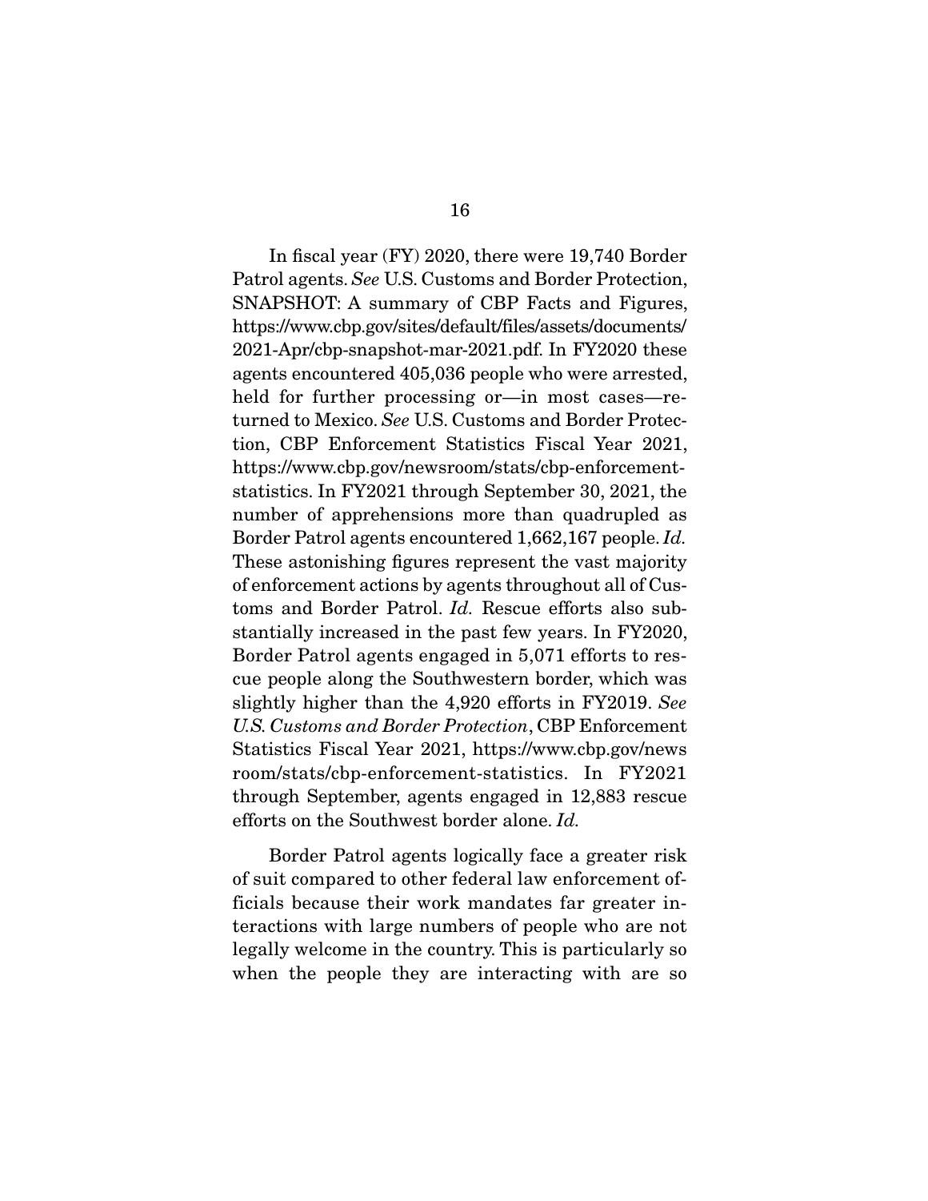In fiscal year (FY) 2020, there were 19,740 Border Patrol agents. *See* U.S. Customs and Border Protection, SNAPSHOT: A summary of CBP Facts and Figures, https://www.cbp.gov/sites/default/files/assets/documents/2021-Apr/cbp-snapshot-mar-2021.pdf. In FY2020 these agents encountered 405,036 people who were arrested, held for further processing or—in most cases—returned to Mexico. *See* U.S. Customs and Border Protection, CBP Enforcement Statistics Fiscal Year 2021, https://www.cbp.gov/newsroom/stats/cbp-enforcement-statistics. In FY2021 through September 30, 2021, the number of apprehensions more than quadrupled as Border Patrol agents encountered 1,662,167 people. *Id.* These astonishing figures represent the vast majority of enforcement actions by agents throughout all of Customs and Border Patrol. *Id.* Rescue efforts also substantially increased in the past few years. In FY2020, Border Patrol agents engaged in 5,071 efforts to rescue people along the Southwestern border, which was slightly higher than the 4,920 efforts in FY2019. *See U.S. Customs and Border Protection*, CBP Enforcement Statistics Fiscal Year 2021, https://www.cbp.gov/newsroom/stats/cbp-enforcement-statistics. In FY2021 through September, agents engaged in 12,883 rescue efforts on the Southwest border alone. *Id.*

Border Patrol agents logically face a greater risk of suit compared to other federal law enforcement officials because their work mandates far greater interactions with large numbers of people who are not legally welcome in the country. This is particularly so when the people they are interacting with are so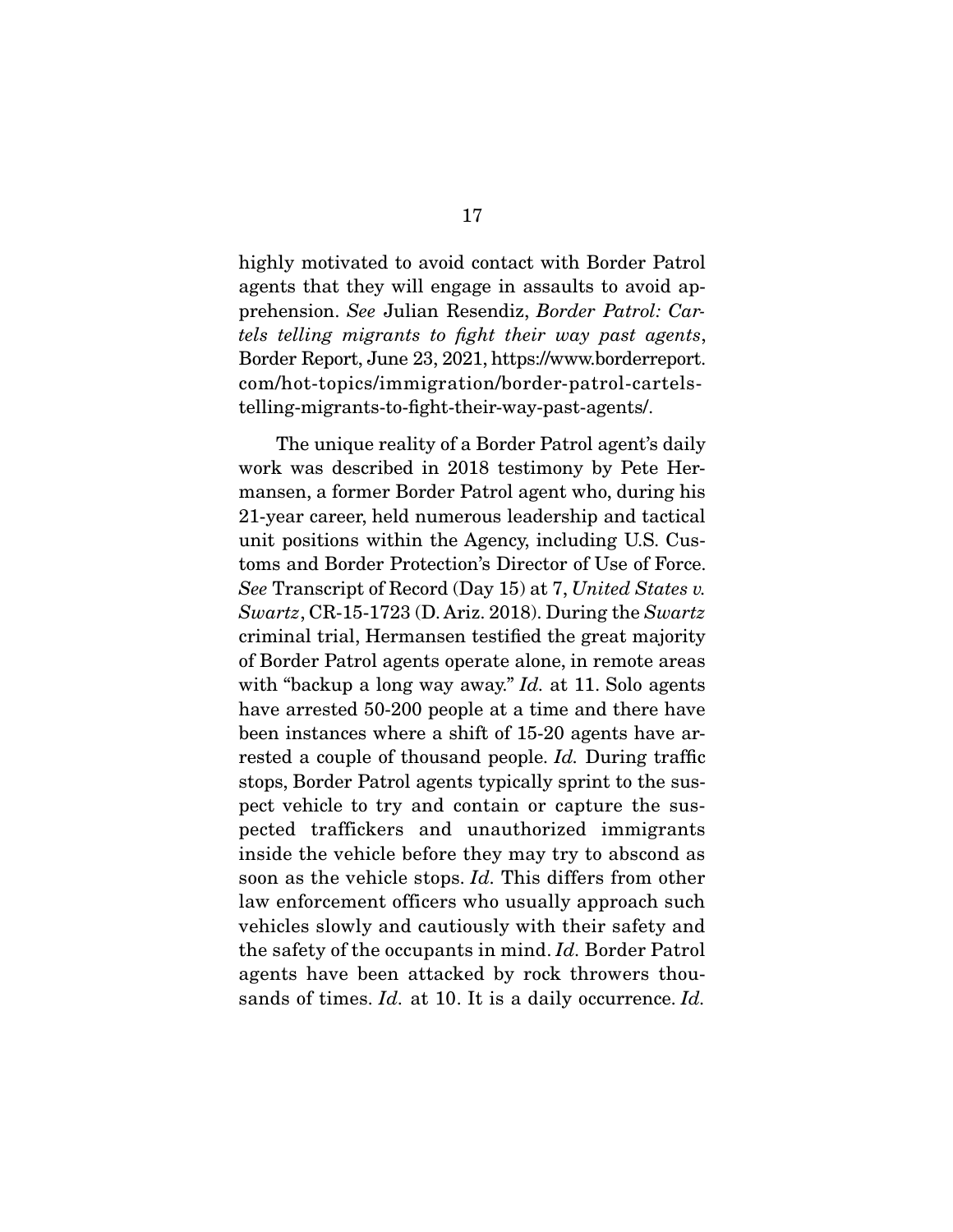highly motivated to avoid contact with Border Patrol agents that they will engage in assaults to avoid apprehension. *See* Julian Resendiz, *Border Patrol: Cartels telling migrants to fight their way past agents*, Border Report, June 23, 2021, https://www.borderreport.com/hot-topics/immigration/border-patrol-cartels-telling-migrants-to-fight-their-way-past-agents/.

The unique reality of a Border Patrol agent's daily work was described in 2018 testimony by Pete Hermansen, a former Border Patrol agent who, during his 21-year career, held numerous leadership and tactical unit positions within the Agency, including U.S. Customs and Border Protection's Director of Use of Force. *See* Transcript of Record (Day 15) at 7, *United States v. Swartz*, CR-15-1723 (D. Ariz. 2018). During the *Swartz* criminal trial, Hermansen testified the great majority of Border Patrol agents operate alone, in remote areas with "backup a long way away." *Id.* at 11. Solo agents have arrested 50-200 people at a time and there have been instances where a shift of 15-20 agents have arrested a couple of thousand people. *Id.* During traffic stops, Border Patrol agents typically sprint to the suspect vehicle to try and contain or capture the suspected traffickers and unauthorized immigrants inside the vehicle before they may try to abscond as soon as the vehicle stops. *Id.* This differs from other law enforcement officers who usually approach such vehicles slowly and cautiously with their safety and the safety of the occupants in mind. *Id.* Border Patrol agents have been attacked by rock throwers thousands of times. *Id.* at 10. It is a daily occurrence. *Id.*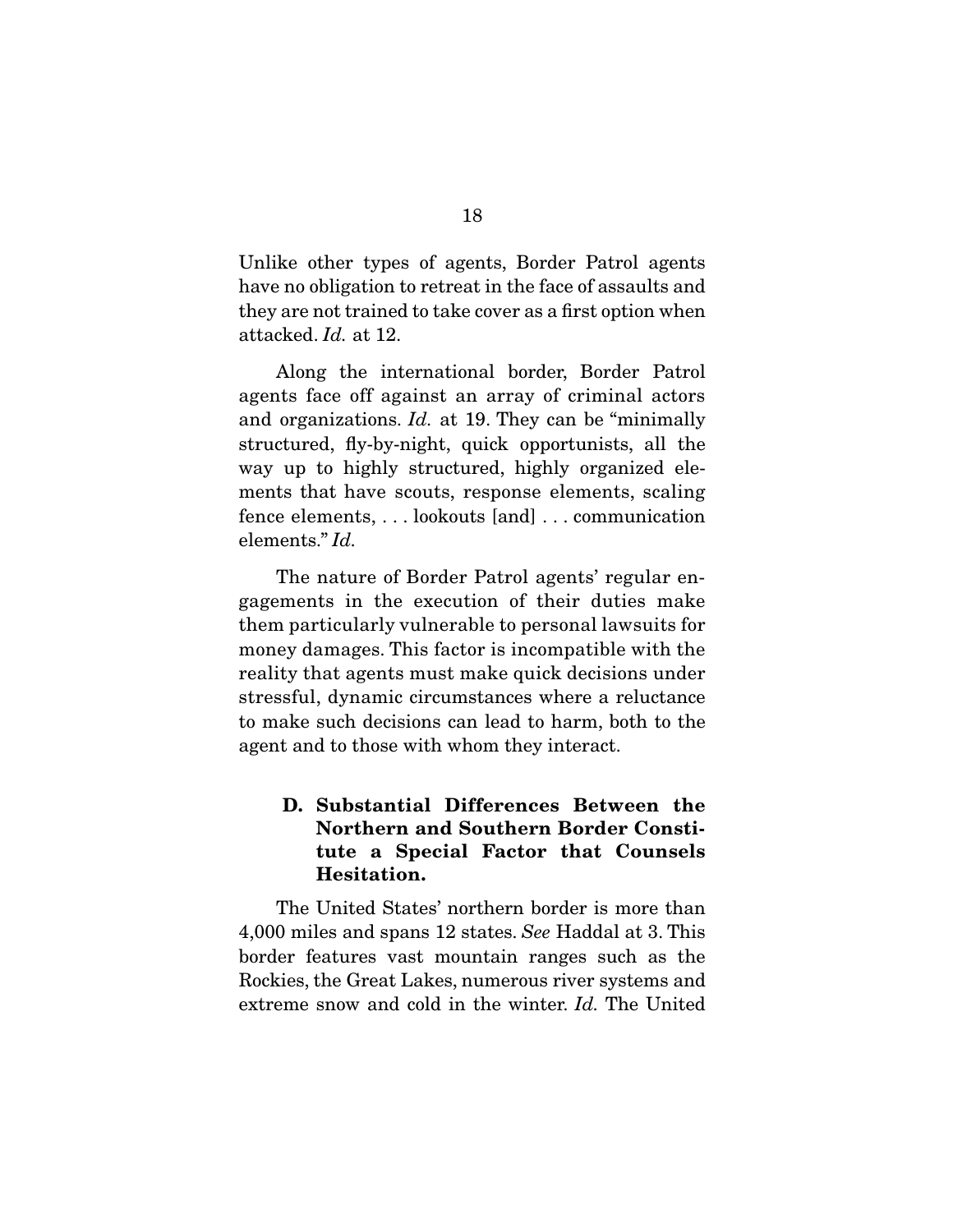Unlike other types of agents, Border Patrol agents have no obligation to retreat in the face of assaults and they are not trained to take cover as a first option when attacked. *Id.* at 12.

Along the international border, Border Patrol agents face off against an array of criminal actors and organizations. *Id.* at 19. They can be "minimally structured, fly-by-night, quick opportunists, all the way up to highly structured, highly organized elements that have scouts, response elements, scaling fence elements, . . . lookouts [and] . . . communication elements." *Id.*

The nature of Border Patrol agents' regular engagements in the execution of their duties make them particularly vulnerable to personal lawsuits for money damages. This factor is incompatible with the reality that agents must make quick decisions under stressful, dynamic circumstances where a reluctance to make such decisions can lead to harm, both to the agent and to those with whom they interact.

### D. Substantial Differences Between the Northern and Southern Border Constitute a Special Factor that Counsels Hesitation.

The United States' northern border is more than 4,000 miles and spans 12 states. *See* Haddal at 3. This border features vast mountain ranges such as the Rockies, the Great Lakes, numerous river systems and extreme snow and cold in the winter. *Id.* The United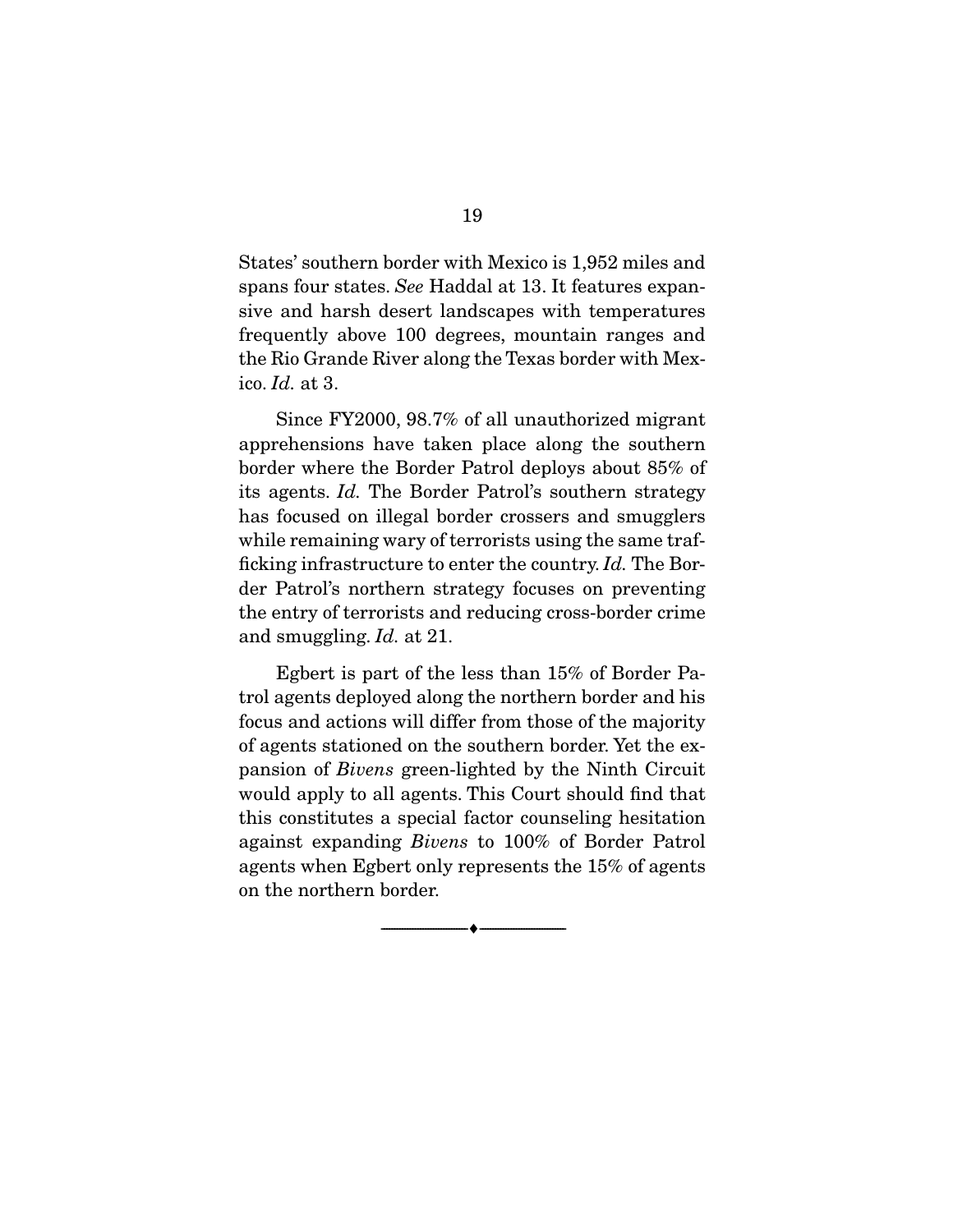States' southern border with Mexico is 1,952 miles and spans four states. *See* Haddal at 13. It features expansive and harsh desert landscapes with temperatures frequently above 100 degrees, mountain ranges and the Rio Grande River along the Texas border with Mexico. *Id.* at 3.

Since FY2000, 98.7% of all unauthorized migrant apprehensions have taken place along the southern border where the Border Patrol deploys about 85% of its agents. *Id.* The Border Patrol's southern strategy has focused on illegal border crossers and smugglers while remaining wary of terrorists using the same trafficking infrastructure to enter the country. *Id.* The Border Patrol's northern strategy focuses on preventing the entry of terrorists and reducing cross-border crime and smuggling. *Id.* at 21.

Egbert is part of the less than 15% of Border Patrol agents deployed along the northern border and his focus and actions will differ from those of the majority of agents stationed on the southern border. Yet the expansion of *Bivens* green-lighted by the Ninth Circuit would apply to all agents. This Court should find that this constitutes a special factor counseling hesitation against expanding *Bivens* to 100% of Border Patrol agents when Egbert only represents the 15% of agents on the northern border.

---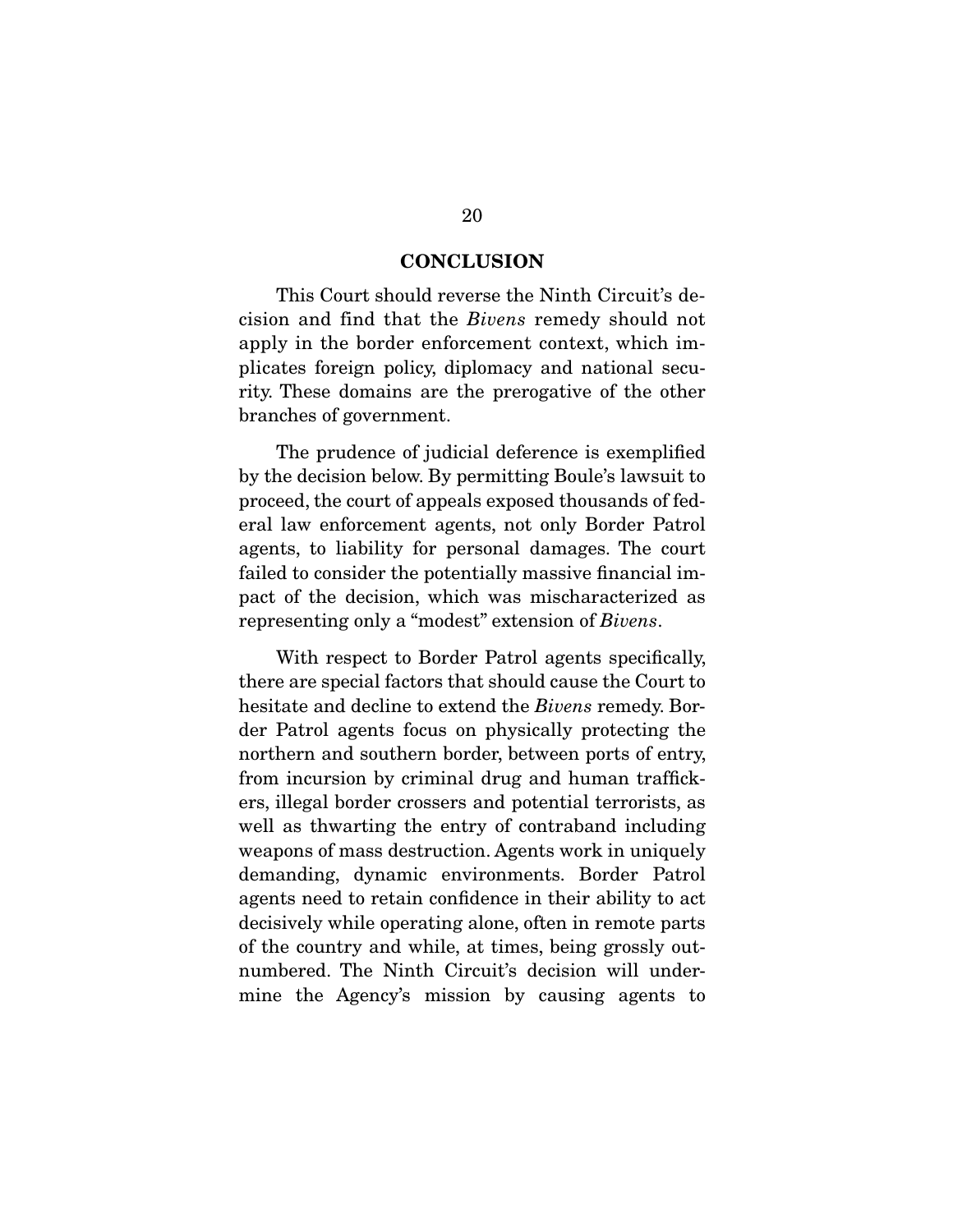## CONCLUSION

This Court should reverse the Ninth Circuit's decision and find that the *Bivens* remedy should not apply in the border enforcement context, which implicates foreign policy, diplomacy and national security. These domains are the prerogative of the other branches of government.

The prudence of judicial deference is exemplified by the decision below. By permitting Boule's lawsuit to proceed, the court of appeals exposed thousands of federal law enforcement agents, not only Border Patrol agents, to liability for personal damages. The court failed to consider the potentially massive financial impact of the decision, which was mischaracterized as representing only a "modest" extension of *Bivens*.

With respect to Border Patrol agents specifically, there are special factors that should cause the Court to hesitate and decline to extend the *Bivens* remedy. Border Patrol agents focus on physically protecting the northern and southern border, between ports of entry, from incursion by criminal drug and human traffickers, illegal border crossers and potential terrorists, as well as thwarting the entry of contraband including weapons of mass destruction. Agents work in uniquely demanding, dynamic environments. Border Patrol agents need to retain confidence in their ability to act decisively while operating alone, often in remote parts of the country and while, at times, being grossly outnumbered. The Ninth Circuit's decision will undermine the Agency's mission by causing agents to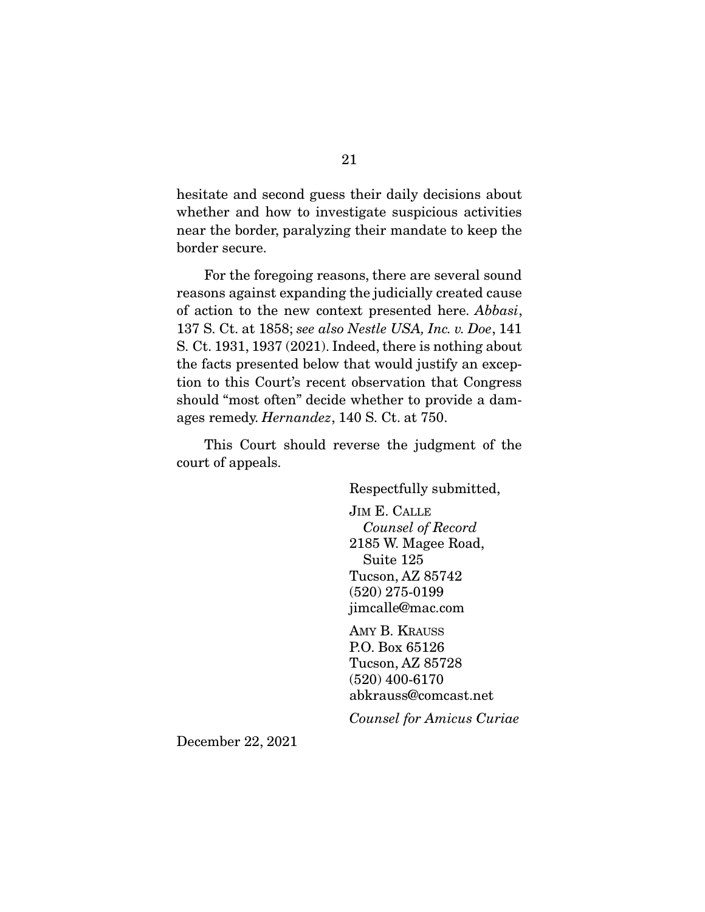hesitate and second guess their daily decisions about whether and how to investigate suspicious activities near the border, paralyzing their mandate to keep the border secure.

For the foregoing reasons, there are several sound reasons against expanding the judicially created cause of action to the new context presented here. *Abbasi*, 137 S. Ct. at 1858; *see also Nestle USA, Inc. v. Doe*, 141 S. Ct. 1931, 1937 (2021). Indeed, there is nothing about the facts presented below that would justify an exception to this Court's recent observation that Congress should "most often" decide whether to provide a damages remedy. *Hernandez*, 140 S. Ct. at 750.

This Court should reverse the judgment of the court of appeals.

Respectfully submitted,

JIM E. CALLE
*Counsel of Record*
2185 W. Magee Road,
Suite 125
Tucson, AZ 85742
(520) 275-0199
jimcalle@mac.com

AMY B. KRAUSS
P.O. Box 65126
Tucson, AZ 85728
(520) 400-6170
abkrauss@comcast.net

*Counsel for Amicus Curiae*

December 22, 2021